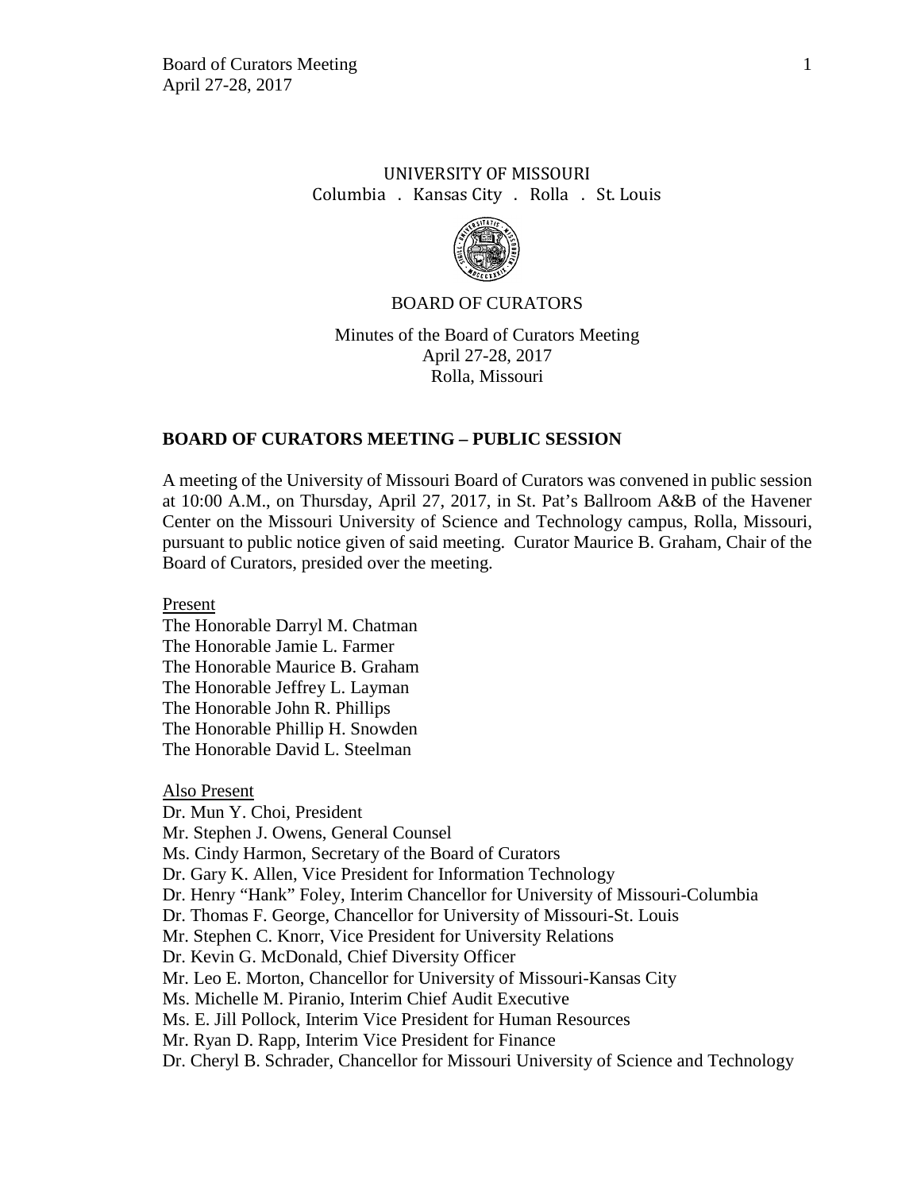UNIVERSITY OF MISSOURI

Columbia . Kansas City . Rolla . St. Louis

BOARD OF CURATORS

Minutes of the Board of Curators Meeting
April 27-28, 2017
Rolla, Missouri

## BOARD OF CURATORS MEETING – PUBLIC SESSION

A meeting of the University of Missouri Board of Curators was convened in public session at 10:00 A.M., on Thursday, April 27, 2017, in St. Pat's Ballroom A&B of the Havener Center on the Missouri University of Science and Technology campus, Rolla, Missouri, pursuant to public notice given of said meeting. Curator Maurice B. Graham, Chair of the Board of Curators, presided over the meeting.

Present

The Honorable Darryl M. Chatman
The Honorable Jamie L. Farmer
The Honorable Maurice B. Graham
The Honorable Jeffrey L. Layman
The Honorable John R. Phillips
The Honorable Phillip H. Snowden
The Honorable David L. Steelman

Also Present

Dr. Mun Y. Choi, President
Mr. Stephen J. Owens, General Counsel
Ms. Cindy Harmon, Secretary of the Board of Curators
Dr. Gary K. Allen, Vice President for Information Technology
Dr. Henry "Hank" Foley, Interim Chancellor for University of Missouri-Columbia
Dr. Thomas F. George, Chancellor for University of Missouri-St. Louis
Mr. Stephen C. Knorr, Vice President for University Relations
Dr. Kevin G. McDonald, Chief Diversity Officer
Mr. Leo E. Morton, Chancellor for University of Missouri-Kansas City
Ms. Michelle M. Piranio, Interim Chief Audit Executive
Ms. E. Jill Pollock, Interim Vice President for Human Resources
Mr. Ryan D. Rapp, Interim Vice President for Finance
Dr. Cheryl B. Schrader, Chancellor for Missouri University of Science and Technology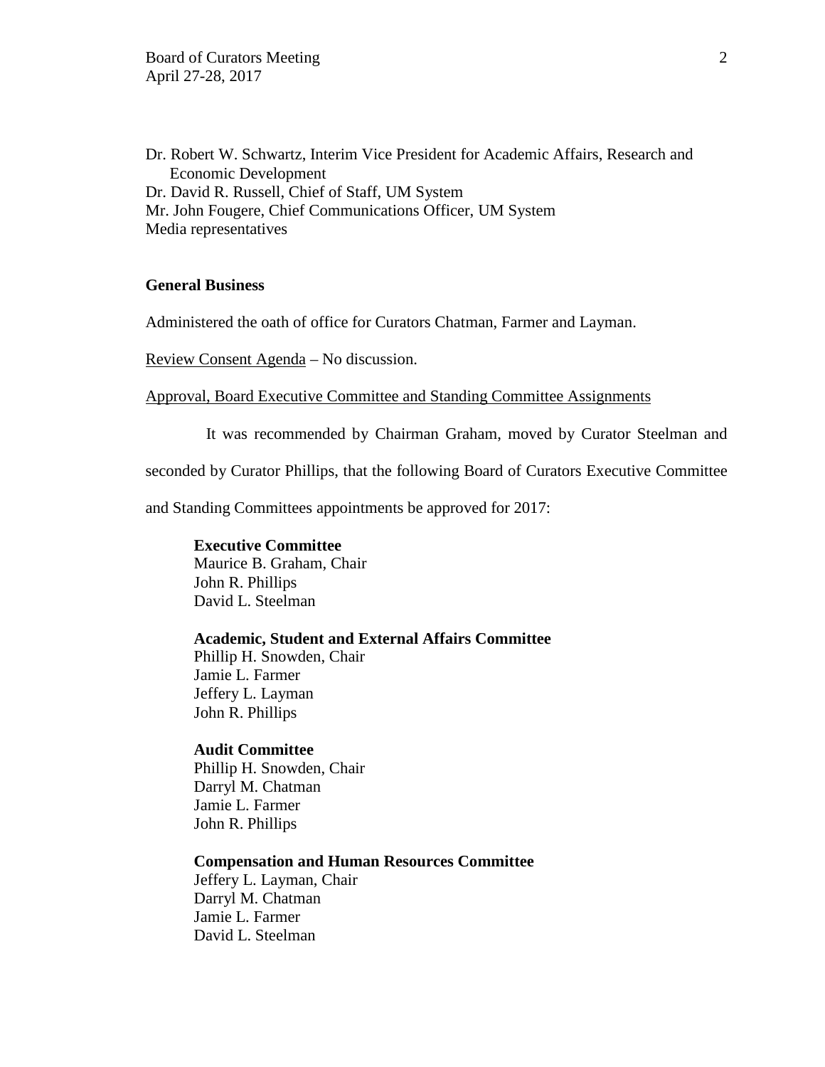Dr. Robert W. Schwartz, Interim Vice President for Academic Affairs, Research and Economic Development
Dr. David R. Russell, Chief of Staff, UM System
Mr. John Fougere, Chief Communications Officer, UM System
Media representatives

**General Business**

Administered the oath of office for Curators Chatman, Farmer and Layman.

Review Consent Agenda – No discussion.

Approval, Board Executive Committee and Standing Committee Assignments

It was recommended by Chairman Graham, moved by Curator Steelman and seconded by Curator Phillips, that the following Board of Curators Executive Committee and Standing Committees appointments be approved for 2017:

**Executive Committee**
Maurice B. Graham, Chair
John R. Phillips
David L. Steelman

**Academic, Student and External Affairs Committee**
Phillip H. Snowden, Chair
Jamie L. Farmer
Jeffery L. Layman
John R. Phillips

**Audit Committee**
Phillip H. Snowden, Chair
Darryl M. Chatman
Jamie L. Farmer
John R. Phillips

**Compensation and Human Resources Committee**
Jeffery L. Layman, Chair
Darryl M. Chatman
Jamie L. Farmer
David L. Steelman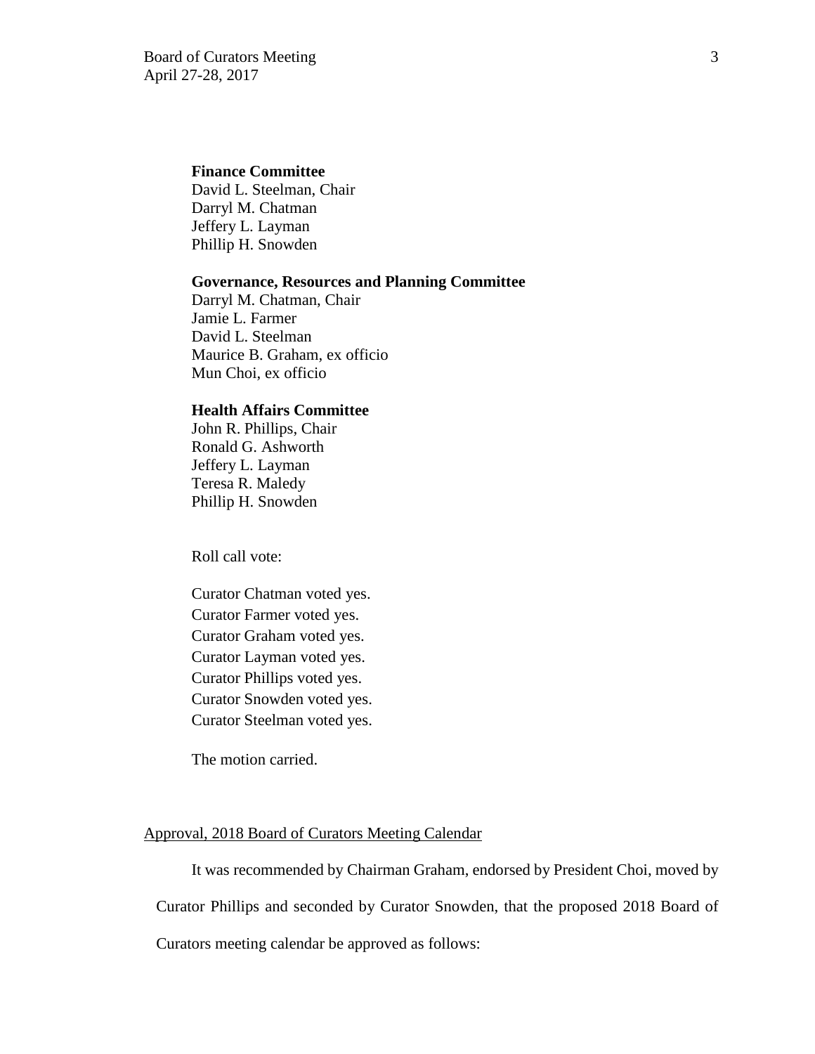**Finance Committee**
David L. Steelman, Chair
Darryl M. Chatman
Jeffery L. Layman
Phillip H. Snowden

**Governance, Resources and Planning Committee**
Darryl M. Chatman, Chair
Jamie L. Farmer
David L. Steelman
Maurice B. Graham, ex officio
Mun Choi, ex officio

**Health Affairs Committee**
John R. Phillips, Chair
Ronald G. Ashworth
Jeffery L. Layman
Teresa R. Maledy
Phillip H. Snowden

Roll call vote:

Curator Chatman voted yes.
Curator Farmer voted yes.
Curator Graham voted yes.
Curator Layman voted yes.
Curator Phillips voted yes.
Curator Snowden voted yes.
Curator Steelman voted yes.

The motion carried.

Approval, 2018 Board of Curators Meeting Calendar

It was recommended by Chairman Graham, endorsed by President Choi, moved by Curator Phillips and seconded by Curator Snowden, that the proposed 2018 Board of Curators meeting calendar be approved as follows: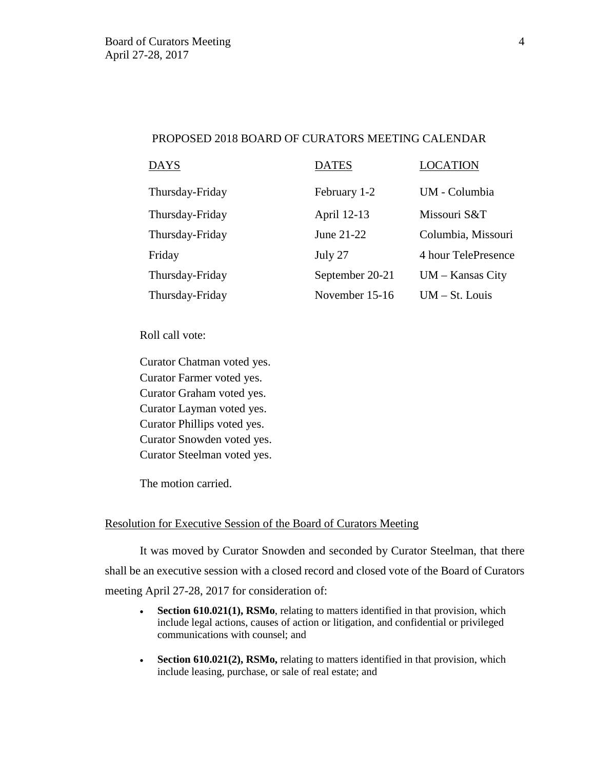PROPOSED 2018 BOARD OF CURATORS MEETING CALENDAR

| DAYS | DATES | LOCATION |
|---|---|---|
| Thursday-Friday | February 1-2 | UM - Columbia |
| Thursday-Friday | April 12-13 | Missouri S&T |
| Thursday-Friday | June 21-22 | Columbia, Missouri |
| Friday | July 27 | 4 hour TelePresence |
| Thursday-Friday | September 20-21 | UM – Kansas City |
| Thursday-Friday | November 15-16 | UM – St. Louis |

Roll call vote:

Curator Chatman voted yes.
Curator Farmer voted yes.
Curator Graham voted yes.
Curator Layman voted yes.
Curator Phillips voted yes.
Curator Snowden voted yes.
Curator Steelman voted yes.

The motion carried.

Resolution for Executive Session of the Board of Curators Meeting

It was moved by Curator Snowden and seconded by Curator Steelman, that there shall be an executive session with a closed record and closed vote of the Board of Curators meeting April 27-28, 2017 for consideration of:

- **Section 610.021(1), RSMo**, relating to matters identified in that provision, which include legal actions, causes of action or litigation, and confidential or privileged communications with counsel; and
- **Section 610.021(2), RSMo,** relating to matters identified in that provision, which include leasing, purchase, or sale of real estate; and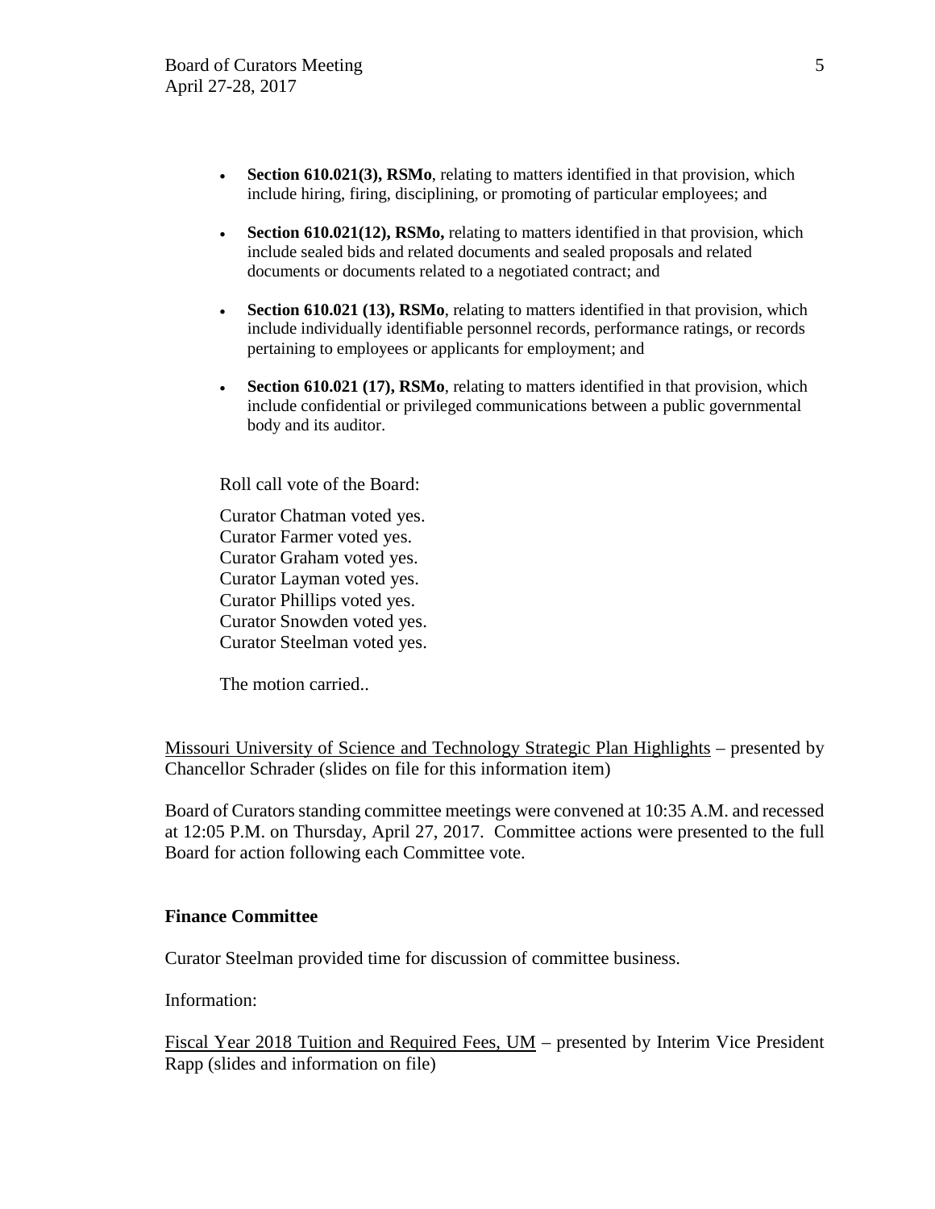- **Section 610.021(3), RSMo**, relating to matters identified in that provision, which include hiring, firing, disciplining, or promoting of particular employees; and
- **Section 610.021(12), RSMo,** relating to matters identified in that provision, which include sealed bids and related documents and sealed proposals and related documents or documents related to a negotiated contract; and
- **Section 610.021 (13), RSMo**, relating to matters identified in that provision, which include individually identifiable personnel records, performance ratings, or records pertaining to employees or applicants for employment; and
- **Section 610.021 (17), RSMo**, relating to matters identified in that provision, which include confidential or privileged communications between a public governmental body and its auditor.

Roll call vote of the Board:

Curator Chatman voted yes.
Curator Farmer voted yes.
Curator Graham voted yes.
Curator Layman voted yes.
Curator Phillips voted yes.
Curator Snowden voted yes.
Curator Steelman voted yes.

The motion carried..

Missouri University of Science and Technology Strategic Plan Highlights – presented by Chancellor Schrader (slides on file for this information item)

Board of Curators standing committee meetings were convened at 10:35 A.M. and recessed at 12:05 P.M. on Thursday, April 27, 2017. Committee actions were presented to the full Board for action following each Committee vote.

**Finance Committee**

Curator Steelman provided time for discussion of committee business.

Information:

Fiscal Year 2018 Tuition and Required Fees, UM – presented by Interim Vice President Rapp (slides and information on file)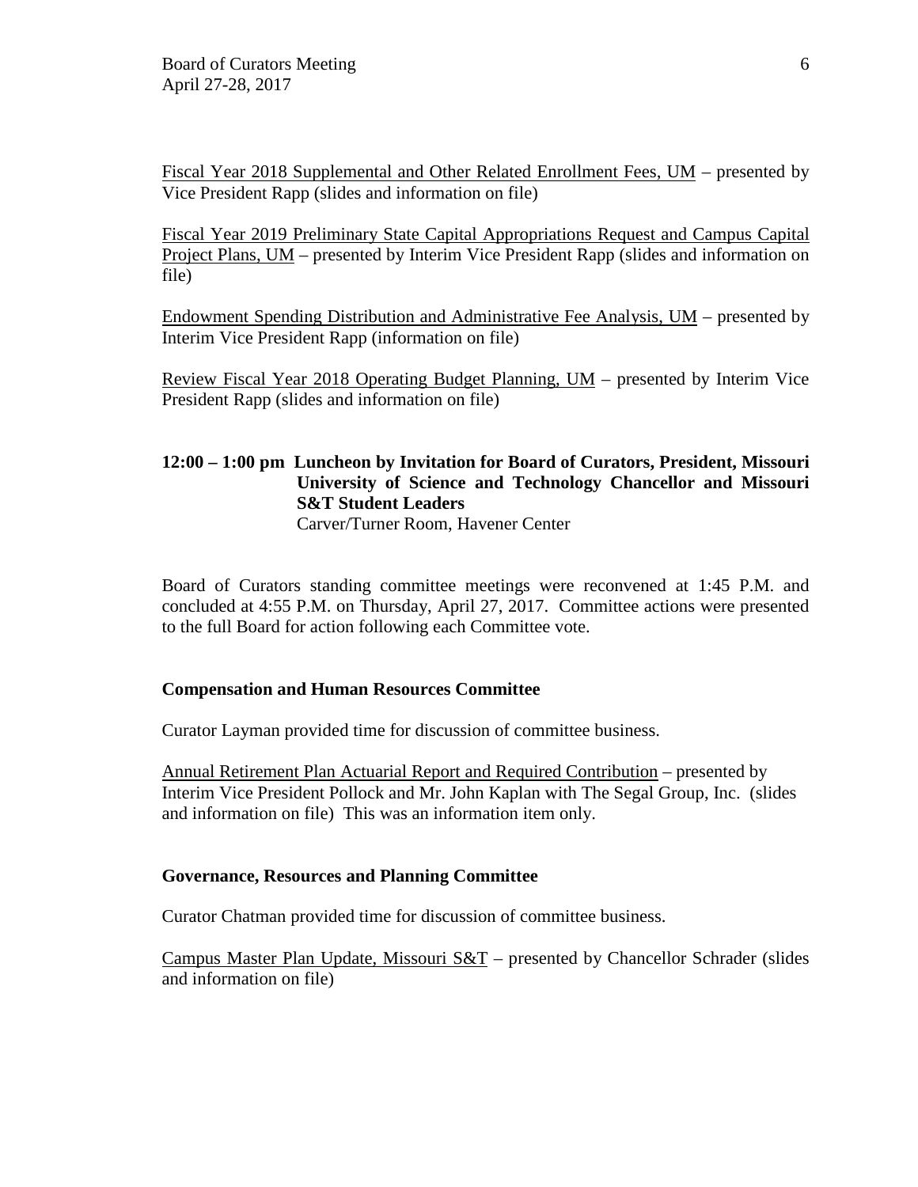Fiscal Year 2018 Supplemental and Other Related Enrollment Fees, UM – presented by Vice President Rapp (slides and information on file)

Fiscal Year 2019 Preliminary State Capital Appropriations Request and Campus Capital Project Plans, UM – presented by Interim Vice President Rapp (slides and information on file)

Endowment Spending Distribution and Administrative Fee Analysis, UM – presented by Interim Vice President Rapp (information on file)

Review Fiscal Year 2018 Operating Budget Planning, UM – presented by Interim Vice President Rapp (slides and information on file)

**12:00 – 1:00 pm Luncheon by Invitation for Board of Curators, President, Missouri University of Science and Technology Chancellor and Missouri S&T Student Leaders**
Carver/Turner Room, Havener Center

Board of Curators standing committee meetings were reconvened at 1:45 P.M. and concluded at 4:55 P.M. on Thursday, April 27, 2017. Committee actions were presented to the full Board for action following each Committee vote.

**Compensation and Human Resources Committee**

Curator Layman provided time for discussion of committee business.

Annual Retirement Plan Actuarial Report and Required Contribution – presented by Interim Vice President Pollock and Mr. John Kaplan with The Segal Group, Inc. (slides and information on file) This was an information item only.

**Governance, Resources and Planning Committee**

Curator Chatman provided time for discussion of committee business.

Campus Master Plan Update, Missouri S&T – presented by Chancellor Schrader (slides and information on file)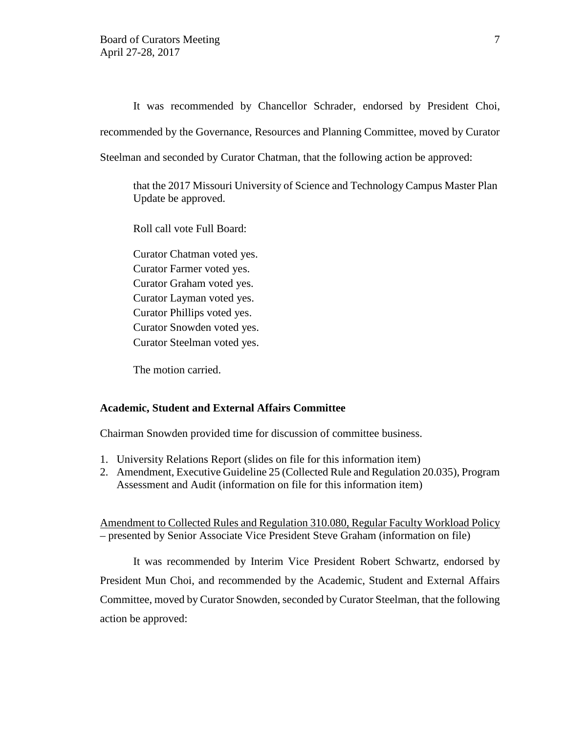It was recommended by Chancellor Schrader, endorsed by President Choi, recommended by the Governance, Resources and Planning Committee, moved by Curator Steelman and seconded by Curator Chatman, that the following action be approved:

> that the 2017 Missouri University of Science and Technology Campus Master Plan Update be approved.
>
> Roll call vote Full Board:
>
> Curator Chatman voted yes.
> Curator Farmer voted yes.
> Curator Graham voted yes.
> Curator Layman voted yes.
> Curator Phillips voted yes.
> Curator Snowden voted yes.
> Curator Steelman voted yes.
>
> The motion carried.

**Academic, Student and External Affairs Committee**

Chairman Snowden provided time for discussion of committee business.

1. University Relations Report (slides on file for this information item)
2. Amendment, Executive Guideline 25 (Collected Rule and Regulation 20.035), Program Assessment and Audit (information on file for this information item)

<u>Amendment to Collected Rules and Regulation 310.080, Regular Faculty Workload Policy</u> – presented by Senior Associate Vice President Steve Graham (information on file)

It was recommended by Interim Vice President Robert Schwartz, endorsed by President Mun Choi, and recommended by the Academic, Student and External Affairs Committee, moved by Curator Snowden, seconded by Curator Steelman, that the following action be approved: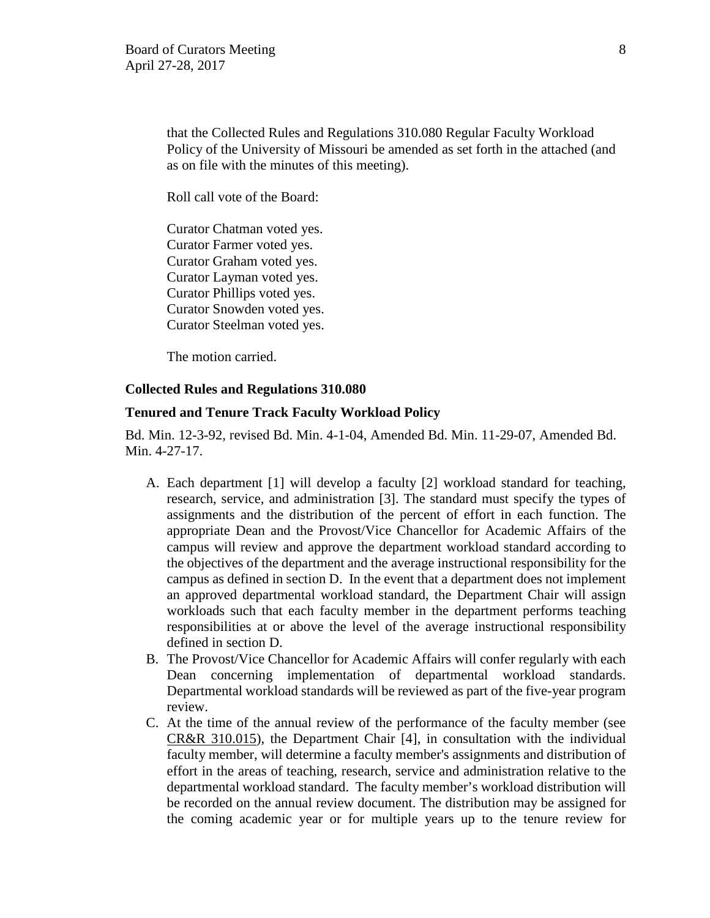that the Collected Rules and Regulations 310.080 Regular Faculty Workload Policy of the University of Missouri be amended as set forth in the attached (and as on file with the minutes of this meeting).

Roll call vote of the Board:

Curator Chatman voted yes.
Curator Farmer voted yes.
Curator Graham voted yes.
Curator Layman voted yes.
Curator Phillips voted yes.
Curator Snowden voted yes.
Curator Steelman voted yes.

The motion carried.

**Collected Rules and Regulations 310.080**

**Tenured and Tenure Track Faculty Workload Policy**

Bd. Min. 12-3-92, revised Bd. Min. 4-1-04, Amended Bd. Min. 11-29-07, Amended Bd. Min. 4-27-17.

A. Each department [1] will develop a faculty [2] workload standard for teaching, research, service, and administration [3]. The standard must specify the types of assignments and the distribution of the percent of effort in each function. The appropriate Dean and the Provost/Vice Chancellor for Academic Affairs of the campus will review and approve the department workload standard according to the objectives of the department and the average instructional responsibility for the campus as defined in section D. In the event that a department does not implement an approved departmental workload standard, the Department Chair will assign workloads such that each faculty member in the department performs teaching responsibilities at or above the level of the average instructional responsibility defined in section D.
B. The Provost/Vice Chancellor for Academic Affairs will confer regularly with each Dean concerning implementation of departmental workload standards. Departmental workload standards will be reviewed as part of the five-year program review.
C. At the time of the annual review of the performance of the faculty member (see CR&R 310.015), the Department Chair [4], in consultation with the individual faculty member, will determine a faculty member's assignments and distribution of effort in the areas of teaching, research, service and administration relative to the departmental workload standard. The faculty member's workload distribution will be recorded on the annual review document. The distribution may be assigned for the coming academic year or for multiple years up to the tenure review for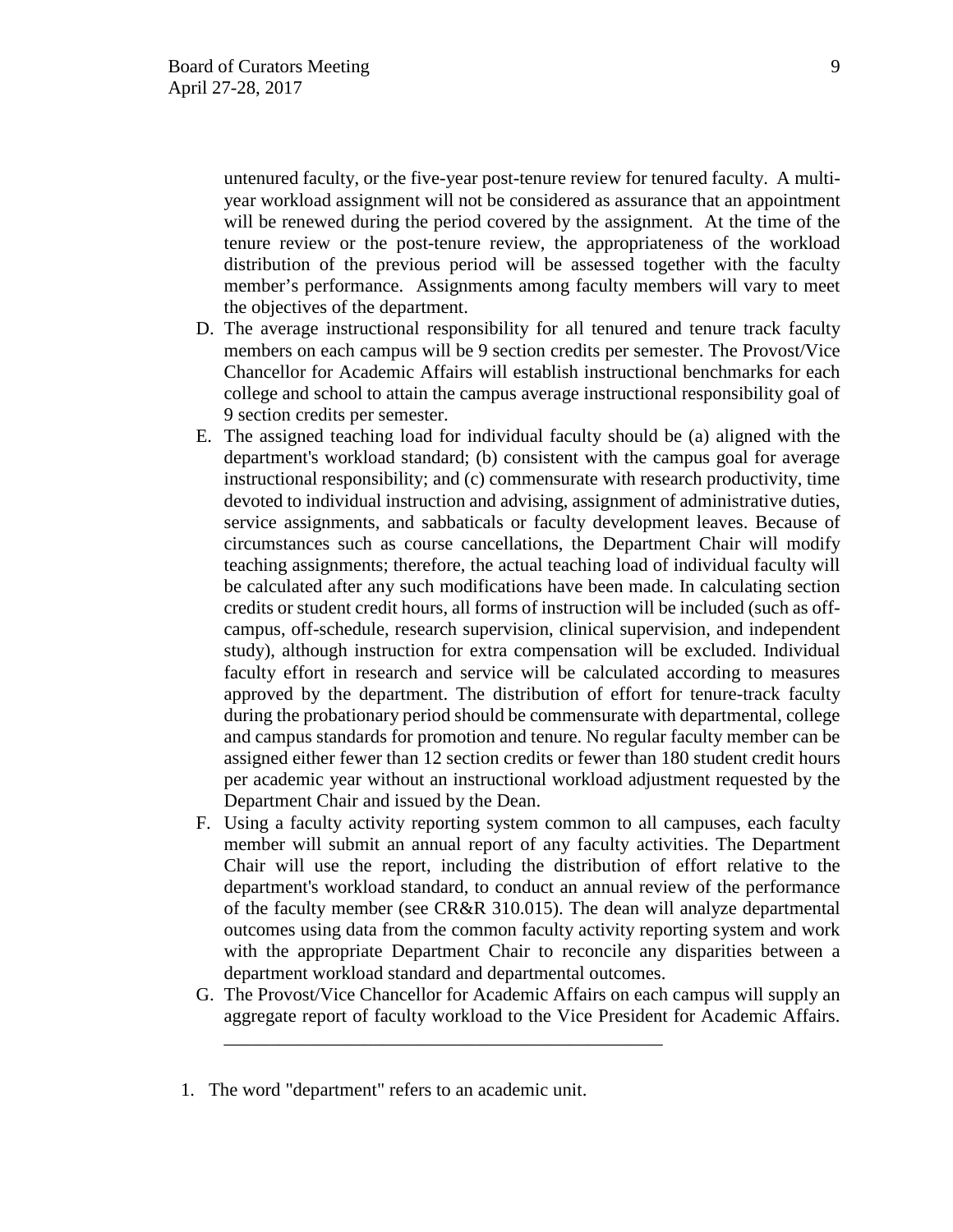untenured faculty, or the five-year post-tenure review for tenured faculty. A multi-year workload assignment will not be considered as assurance that an appointment will be renewed during the period covered by the assignment. At the time of the tenure review or the post-tenure review, the appropriateness of the workload distribution of the previous period will be assessed together with the faculty member's performance. Assignments among faculty members will vary to meet the objectives of the department.

D. The average instructional responsibility for all tenured and tenure track faculty members on each campus will be 9 section credits per semester. The Provost/Vice Chancellor for Academic Affairs will establish instructional benchmarks for each college and school to attain the campus average instructional responsibility goal of 9 section credits per semester.

E. The assigned teaching load for individual faculty should be (a) aligned with the department's workload standard; (b) consistent with the campus goal for average instructional responsibility; and (c) commensurate with research productivity, time devoted to individual instruction and advising, assignment of administrative duties, service assignments, and sabbaticals or faculty development leaves. Because of circumstances such as course cancellations, the Department Chair will modify teaching assignments; therefore, the actual teaching load of individual faculty will be calculated after any such modifications have been made. In calculating section credits or student credit hours, all forms of instruction will be included (such as off-campus, off-schedule, research supervision, clinical supervision, and independent study), although instruction for extra compensation will be excluded. Individual faculty effort in research and service will be calculated according to measures approved by the department. The distribution of effort for tenure-track faculty during the probationary period should be commensurate with departmental, college and campus standards for promotion and tenure. No regular faculty member can be assigned either fewer than 12 section credits or fewer than 180 student credit hours per academic year without an instructional workload adjustment requested by the Department Chair and issued by the Dean.

F. Using a faculty activity reporting system common to all campuses, each faculty member will submit an annual report of any faculty activities. The Department Chair will use the report, including the distribution of effort relative to the department's workload standard, to conduct an annual review of the performance of the faculty member (see CR&R 310.015). The dean will analyze departmental outcomes using data from the common faculty activity reporting system and work with the appropriate Department Chair to reconcile any disparities between a department workload standard and departmental outcomes.

G. The Provost/Vice Chancellor for Academic Affairs on each campus will supply an aggregate report of faculty workload to the Vice President for Academic Affairs.

---

1. The word "department" refers to an academic unit.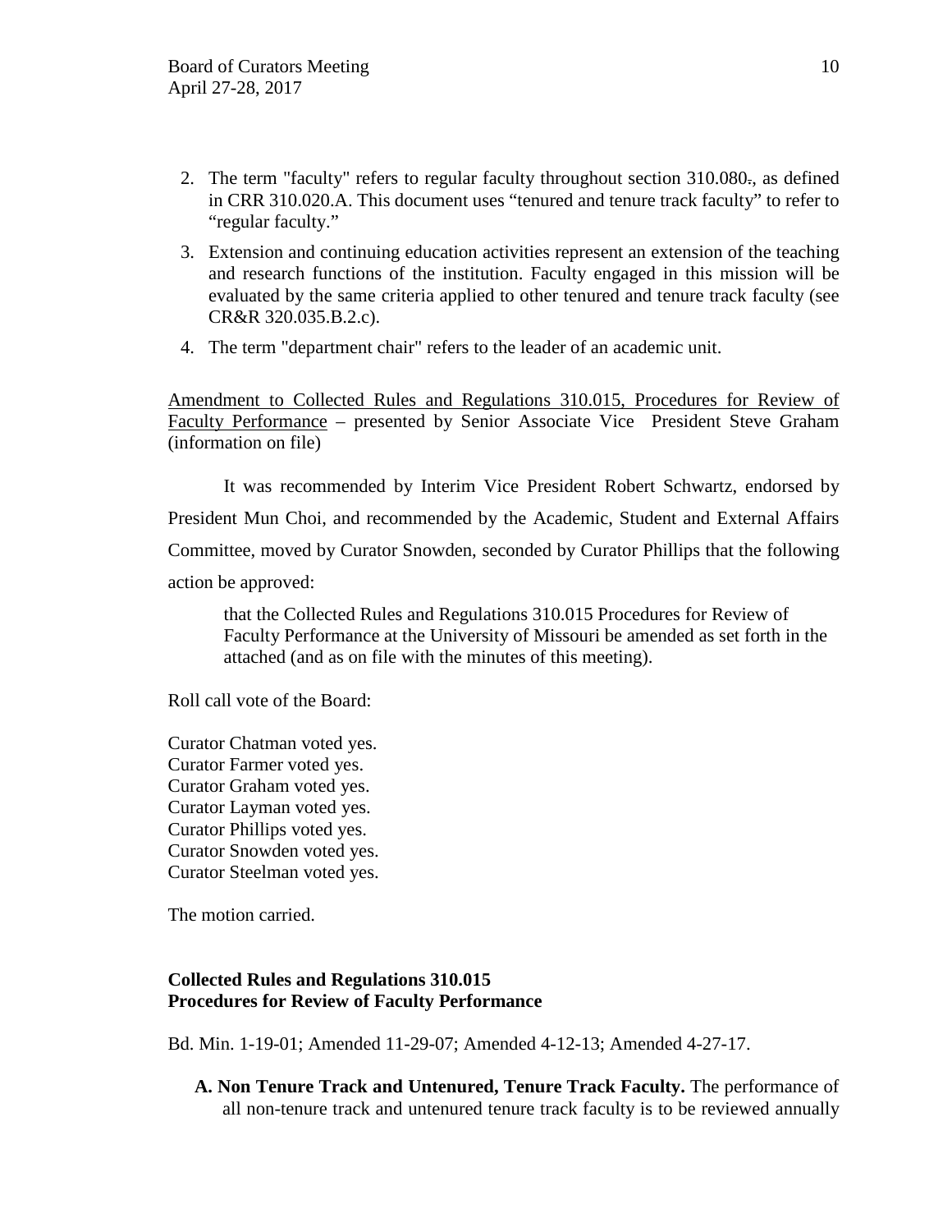2. The term "faculty" refers to regular faculty throughout section 310.080., as defined in CRR 310.020.A. This document uses “tenured and tenure track faculty” to refer to “regular faculty.”
3. Extension and continuing education activities represent an extension of the teaching and research functions of the institution. Faculty engaged in this mission will be evaluated by the same criteria applied to other tenured and tenure track faculty (see CR&R 320.035.B.2.c).
4. The term "department chair" refers to the leader of an academic unit.

Amendment to Collected Rules and Regulations 310.015, Procedures for Review of Faculty Performance – presented by Senior Associate Vice President Steve Graham (information on file)

It was recommended by Interim Vice President Robert Schwartz, endorsed by President Mun Choi, and recommended by the Academic, Student and External Affairs Committee, moved by Curator Snowden, seconded by Curator Phillips that the following action be approved:

> that the Collected Rules and Regulations 310.015 Procedures for Review of Faculty Performance at the University of Missouri be amended as set forth in the attached (and as on file with the minutes of this meeting).

Roll call vote of the Board:

Curator Chatman voted yes.
Curator Farmer voted yes.
Curator Graham voted yes.
Curator Layman voted yes.
Curator Phillips voted yes.
Curator Snowden voted yes.
Curator Steelman voted yes.

The motion carried.

**Collected Rules and Regulations 310.015**
**Procedures for Review of Faculty Performance**

Bd. Min. 1-19-01; Amended 11-29-07; Amended 4-12-13; Amended 4-27-17.

**A. Non Tenure Track and Untenured, Tenure Track Faculty.** The performance of all non-tenure track and untenured tenure track faculty is to be reviewed annually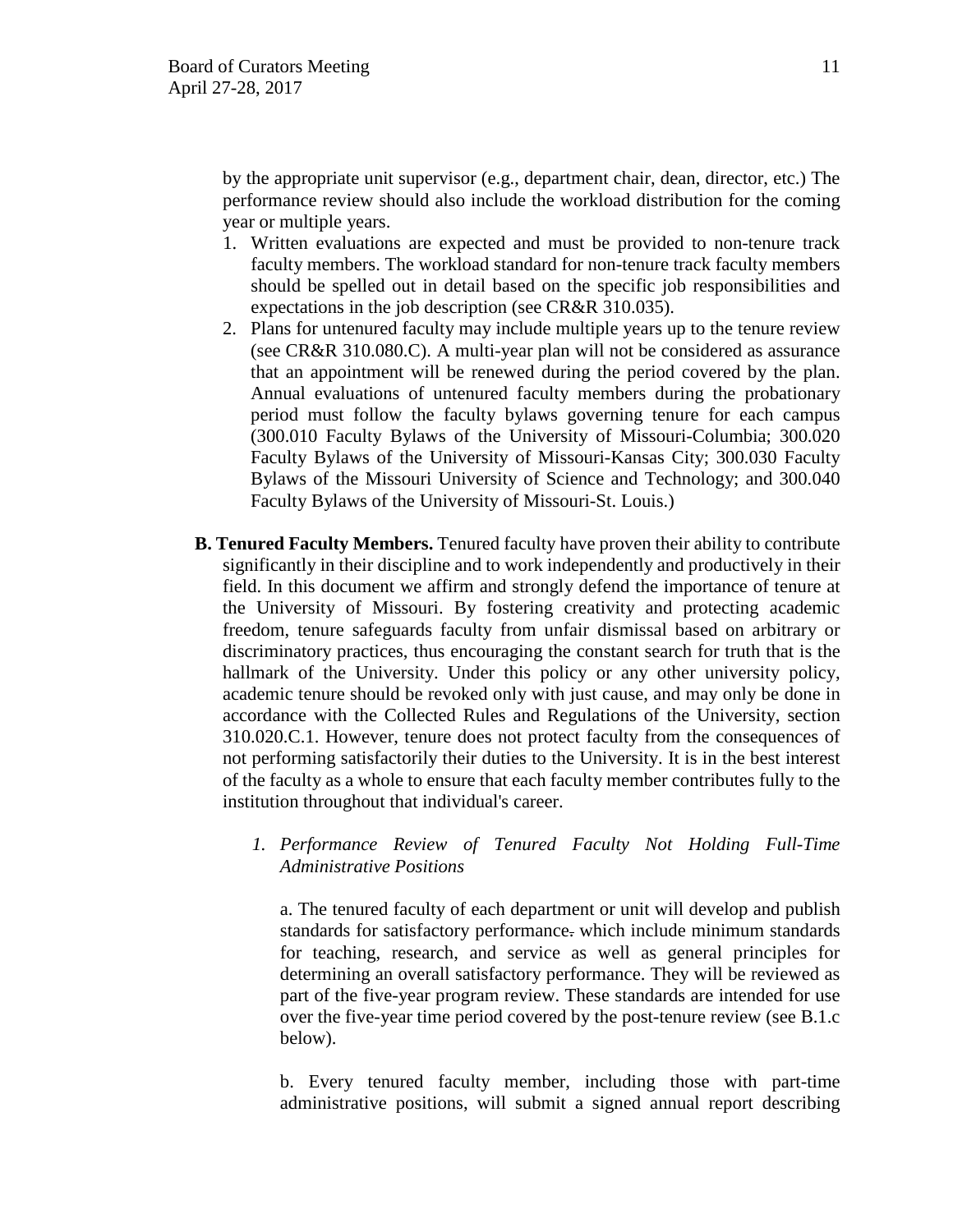by the appropriate unit supervisor (e.g., department chair, dean, director, etc.) The performance review should also include the workload distribution for the coming year or multiple years.

1. Written evaluations are expected and must be provided to non-tenure track faculty members. The workload standard for non-tenure track faculty members should be spelled out in detail based on the specific job responsibilities and expectations in the job description (see CR&R 310.035).
2. Plans for untenured faculty may include multiple years up to the tenure review (see CR&R 310.080.C). A multi-year plan will not be considered as assurance that an appointment will be renewed during the period covered by the plan. Annual evaluations of untenured faculty members during the probationary period must follow the faculty bylaws governing tenure for each campus (300.010 Faculty Bylaws of the University of Missouri-Columbia; 300.020 Faculty Bylaws of the University of Missouri-Kansas City; 300.030 Faculty Bylaws of the Missouri University of Science and Technology; and 300.040 Faculty Bylaws of the University of Missouri-St. Louis.)

**B. Tenured Faculty Members.** Tenured faculty have proven their ability to contribute significantly in their discipline and to work independently and productively in their field. In this document we affirm and strongly defend the importance of tenure at the University of Missouri. By fostering creativity and protecting academic freedom, tenure safeguards faculty from unfair dismissal based on arbitrary or discriminatory practices, thus encouraging the constant search for truth that is the hallmark of the University. Under this policy or any other university policy, academic tenure should be revoked only with just cause, and may only be done in accordance with the Collected Rules and Regulations of the University, section 310.020.C.1. However, tenure does not protect faculty from the consequences of not performing satisfactorily their duties to the University. It is in the best interest of the faculty as a whole to ensure that each faculty member contributes fully to the institution throughout that individual's career.

*1. Performance Review of Tenured Faculty Not Holding Full-Time Administrative Positions*

a. The tenured faculty of each department or unit will develop and publish standards for satisfactory performance. which include minimum standards for teaching, research, and service as well as general principles for determining an overall satisfactory performance. They will be reviewed as part of the five-year program review. These standards are intended for use over the five-year time period covered by the post-tenure review (see B.1.c below).

b. Every tenured faculty member, including those with part-time administrative positions, will submit a signed annual report describing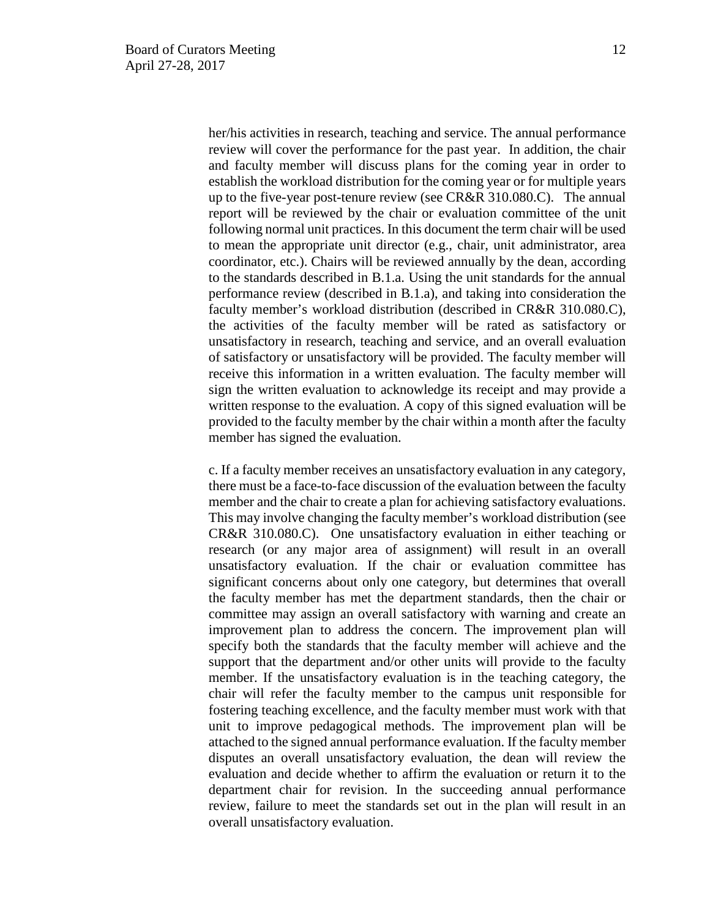her/his activities in research, teaching and service. The annual performance review will cover the performance for the past year. In addition, the chair and faculty member will discuss plans for the coming year in order to establish the workload distribution for the coming year or for multiple years up to the five-year post-tenure review (see CR&R 310.080.C). The annual report will be reviewed by the chair or evaluation committee of the unit following normal unit practices. In this document the term chair will be used to mean the appropriate unit director (e.g., chair, unit administrator, area coordinator, etc.). Chairs will be reviewed annually by the dean, according to the standards described in B.1.a. Using the unit standards for the annual performance review (described in B.1.a), and taking into consideration the faculty member's workload distribution (described in CR&R 310.080.C), the activities of the faculty member will be rated as satisfactory or unsatisfactory in research, teaching and service, and an overall evaluation of satisfactory or unsatisfactory will be provided. The faculty member will receive this information in a written evaluation. The faculty member will sign the written evaluation to acknowledge its receipt and may provide a written response to the evaluation. A copy of this signed evaluation will be provided to the faculty member by the chair within a month after the faculty member has signed the evaluation.

c. If a faculty member receives an unsatisfactory evaluation in any category, there must be a face-to-face discussion of the evaluation between the faculty member and the chair to create a plan for achieving satisfactory evaluations. This may involve changing the faculty member's workload distribution (see CR&R 310.080.C). One unsatisfactory evaluation in either teaching or research (or any major area of assignment) will result in an overall unsatisfactory evaluation. If the chair or evaluation committee has significant concerns about only one category, but determines that overall the faculty member has met the department standards, then the chair or committee may assign an overall satisfactory with warning and create an improvement plan to address the concern. The improvement plan will specify both the standards that the faculty member will achieve and the support that the department and/or other units will provide to the faculty member. If the unsatisfactory evaluation is in the teaching category, the chair will refer the faculty member to the campus unit responsible for fostering teaching excellence, and the faculty member must work with that unit to improve pedagogical methods. The improvement plan will be attached to the signed annual performance evaluation. If the faculty member disputes an overall unsatisfactory evaluation, the dean will review the evaluation and decide whether to affirm the evaluation or return it to the department chair for revision. In the succeeding annual performance review, failure to meet the standards set out in the plan will result in an overall unsatisfactory evaluation.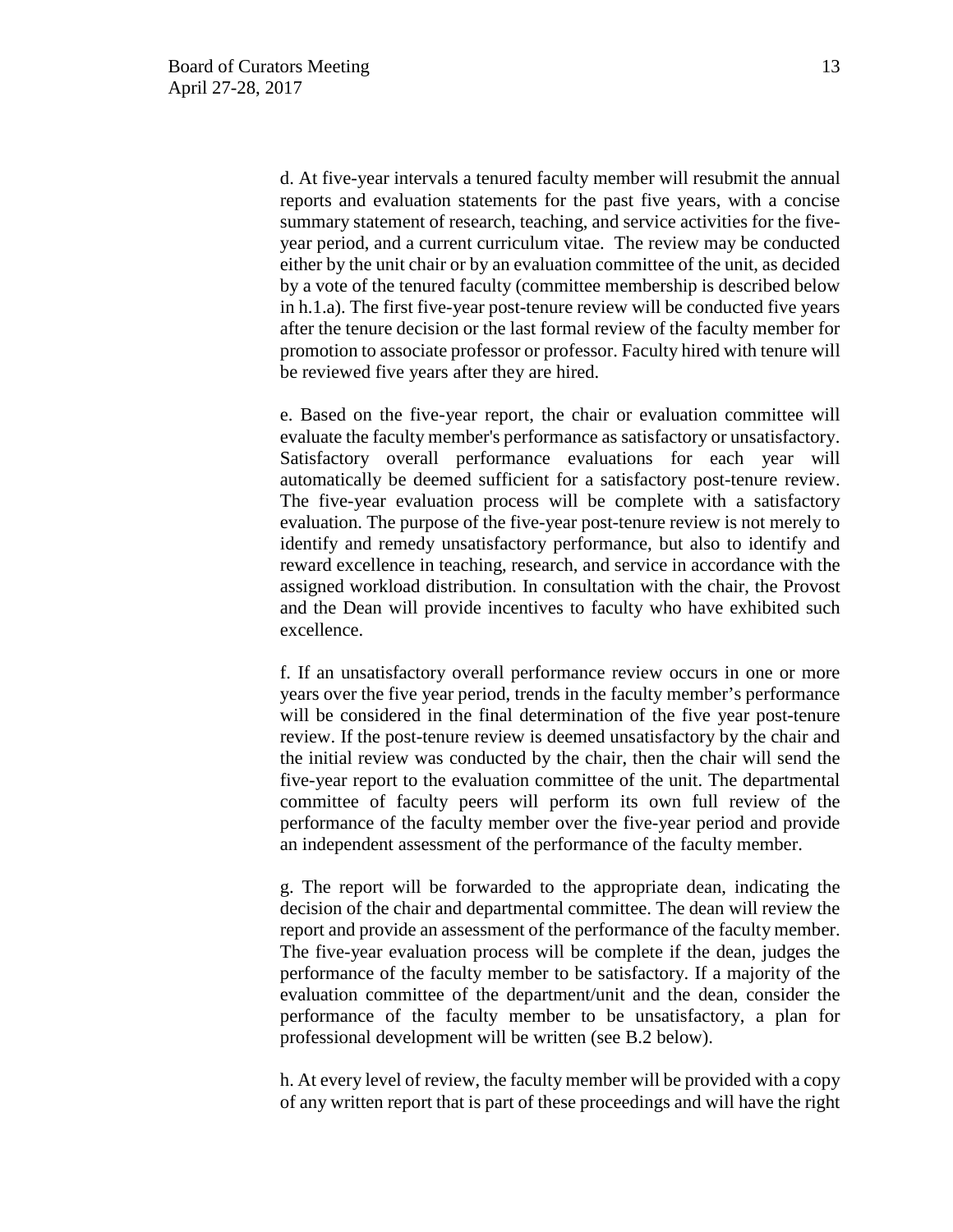d. At five-year intervals a tenured faculty member will resubmit the annual reports and evaluation statements for the past five years, with a concise summary statement of research, teaching, and service activities for the five-year period, and a current curriculum vitae. The review may be conducted either by the unit chair or by an evaluation committee of the unit, as decided by a vote of the tenured faculty (committee membership is described below in h.1.a). The first five-year post-tenure review will be conducted five years after the tenure decision or the last formal review of the faculty member for promotion to associate professor or professor. Faculty hired with tenure will be reviewed five years after they are hired.

e. Based on the five-year report, the chair or evaluation committee will evaluate the faculty member's performance as satisfactory or unsatisfactory. Satisfactory overall performance evaluations for each year will automatically be deemed sufficient for a satisfactory post-tenure review. The five-year evaluation process will be complete with a satisfactory evaluation. The purpose of the five-year post-tenure review is not merely to identify and remedy unsatisfactory performance, but also to identify and reward excellence in teaching, research, and service in accordance with the assigned workload distribution. In consultation with the chair, the Provost and the Dean will provide incentives to faculty who have exhibited such excellence.

f. If an unsatisfactory overall performance review occurs in one or more years over the five year period, trends in the faculty member's performance will be considered in the final determination of the five year post-tenure review. If the post-tenure review is deemed unsatisfactory by the chair and the initial review was conducted by the chair, then the chair will send the five-year report to the evaluation committee of the unit. The departmental committee of faculty peers will perform its own full review of the performance of the faculty member over the five-year period and provide an independent assessment of the performance of the faculty member.

g. The report will be forwarded to the appropriate dean, indicating the decision of the chair and departmental committee. The dean will review the report and provide an assessment of the performance of the faculty member. The five-year evaluation process will be complete if the dean, judges the performance of the faculty member to be satisfactory. If a majority of the evaluation committee of the department/unit and the dean, consider the performance of the faculty member to be unsatisfactory, a plan for professional development will be written (see B.2 below).

h. At every level of review, the faculty member will be provided with a copy of any written report that is part of these proceedings and will have the right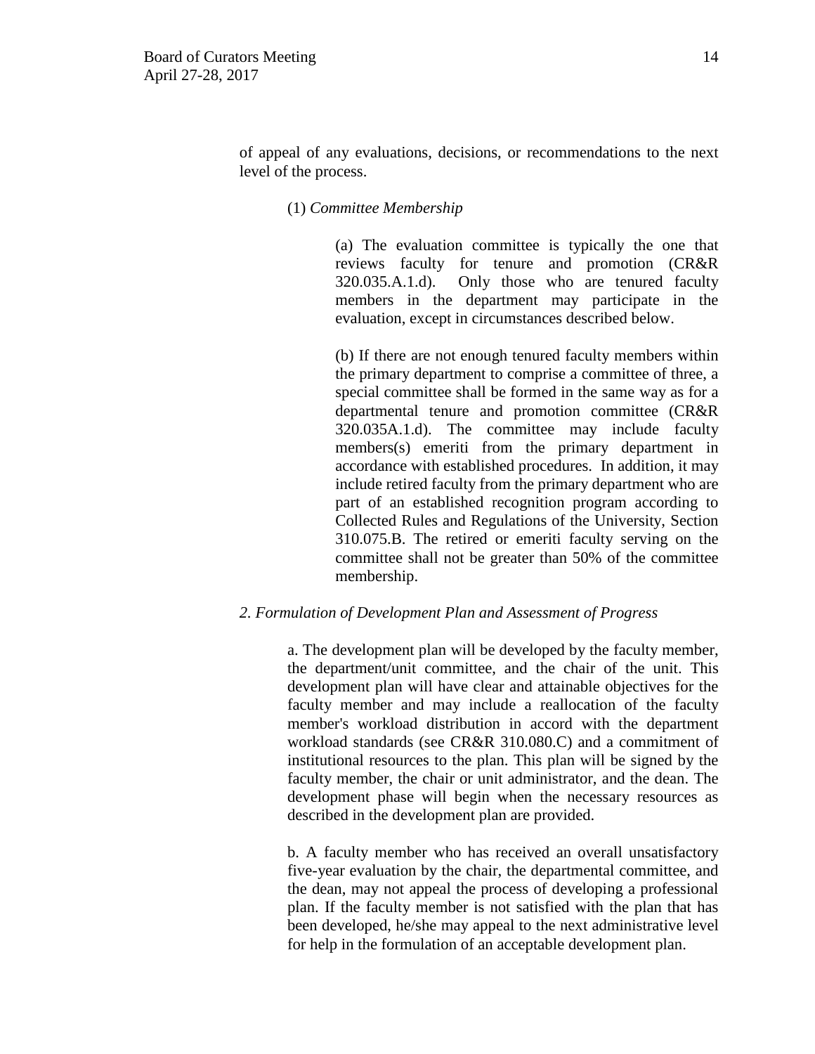of appeal of any evaluations, decisions, or recommendations to the next level of the process.

(1) *Committee Membership*

(a) The evaluation committee is typically the one that reviews faculty for tenure and promotion (CR&R 320.035.A.1.d). Only those who are tenured faculty members in the department may participate in the evaluation, except in circumstances described below.

(b) If there are not enough tenured faculty members within the primary department to comprise a committee of three, a special committee shall be formed in the same way as for a departmental tenure and promotion committee (CR&R 320.035A.1.d). The committee may include faculty members(s) emeriti from the primary department in accordance with established procedures. In addition, it may include retired faculty from the primary department who are part of an established recognition program according to Collected Rules and Regulations of the University, Section 310.075.B. The retired or emeriti faculty serving on the committee shall not be greater than 50% of the committee membership.

*2. Formulation of Development Plan and Assessment of Progress*

a. The development plan will be developed by the faculty member, the department/unit committee, and the chair of the unit. This development plan will have clear and attainable objectives for the faculty member and may include a reallocation of the faculty member's workload distribution in accord with the department workload standards (see CR&R 310.080.C) and a commitment of institutional resources to the plan. This plan will be signed by the faculty member, the chair or unit administrator, and the dean. The development phase will begin when the necessary resources as described in the development plan are provided.

b. A faculty member who has received an overall unsatisfactory five-year evaluation by the chair, the departmental committee, and the dean, may not appeal the process of developing a professional plan. If the faculty member is not satisfied with the plan that has been developed, he/she may appeal to the next administrative level for help in the formulation of an acceptable development plan.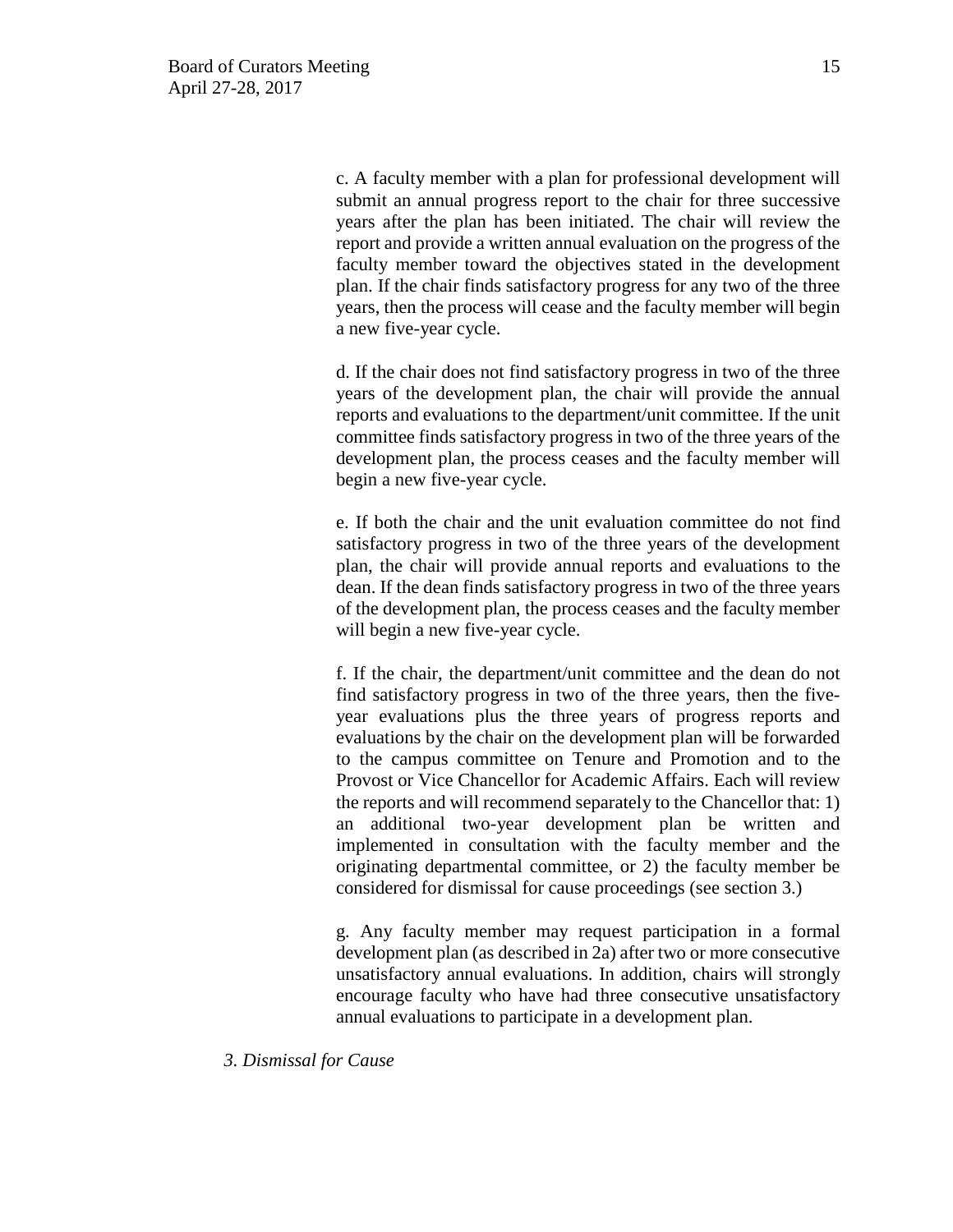c. A faculty member with a plan for professional development will submit an annual progress report to the chair for three successive years after the plan has been initiated. The chair will review the report and provide a written annual evaluation on the progress of the faculty member toward the objectives stated in the development plan. If the chair finds satisfactory progress for any two of the three years, then the process will cease and the faculty member will begin a new five-year cycle.

d. If the chair does not find satisfactory progress in two of the three years of the development plan, the chair will provide the annual reports and evaluations to the department/unit committee. If the unit committee finds satisfactory progress in two of the three years of the development plan, the process ceases and the faculty member will begin a new five-year cycle.

e. If both the chair and the unit evaluation committee do not find satisfactory progress in two of the three years of the development plan, the chair will provide annual reports and evaluations to the dean. If the dean finds satisfactory progress in two of the three years of the development plan, the process ceases and the faculty member will begin a new five-year cycle.

f. If the chair, the department/unit committee and the dean do not find satisfactory progress in two of the three years, then the five-year evaluations plus the three years of progress reports and evaluations by the chair on the development plan will be forwarded to the campus committee on Tenure and Promotion and to the Provost or Vice Chancellor for Academic Affairs. Each will review the reports and will recommend separately to the Chancellor that: 1) an additional two-year development plan be written and implemented in consultation with the faculty member and the originating departmental committee, or 2) the faculty member be considered for dismissal for cause proceedings (see section 3.)

g. Any faculty member may request participation in a formal development plan (as described in 2a) after two or more consecutive unsatisfactory annual evaluations. In addition, chairs will strongly encourage faculty who have had three consecutive unsatisfactory annual evaluations to participate in a development plan.

*3. Dismissal for Cause*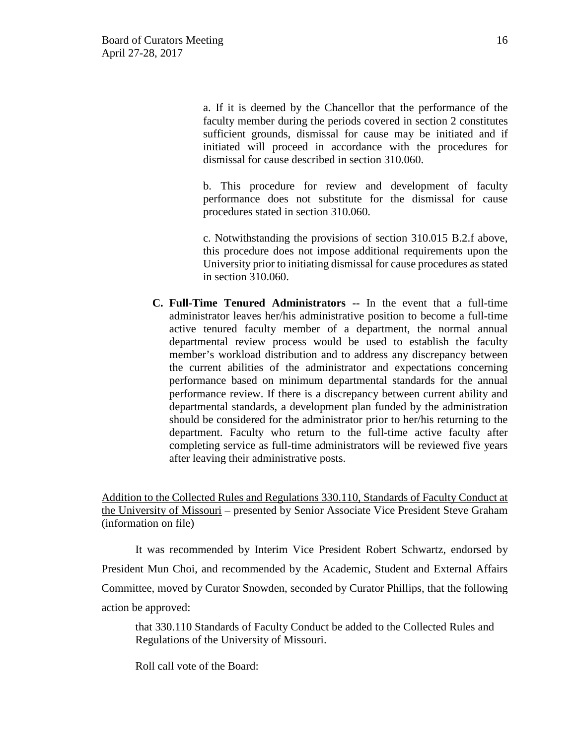a. If it is deemed by the Chancellor that the performance of the faculty member during the periods covered in section 2 constitutes sufficient grounds, dismissal for cause may be initiated and if initiated will proceed in accordance with the procedures for dismissal for cause described in section 310.060.

b. This procedure for review and development of faculty performance does not substitute for the dismissal for cause procedures stated in section 310.060.

c. Notwithstanding the provisions of section 310.015 B.2.f above, this procedure does not impose additional requirements upon the University prior to initiating dismissal for cause procedures as stated in section 310.060.

**C. Full-Time Tenured Administrators --** In the event that a full-time administrator leaves her/his administrative position to become a full-time active tenured faculty member of a department, the normal annual departmental review process would be used to establish the faculty member's workload distribution and to address any discrepancy between the current abilities of the administrator and expectations concerning performance based on minimum departmental standards for the annual performance review. If there is a discrepancy between current ability and departmental standards, a development plan funded by the administration should be considered for the administrator prior to her/his returning to the department. Faculty who return to the full-time active faculty after completing service as full-time administrators will be reviewed five years after leaving their administrative posts.

<u>Addition to the Collected Rules and Regulations 330.110, Standards of Faculty Conduct at the University of Missouri</u> – presented by Senior Associate Vice President Steve Graham (information on file)

It was recommended by Interim Vice President Robert Schwartz, endorsed by President Mun Choi, and recommended by the Academic, Student and External Affairs Committee, moved by Curator Snowden, seconded by Curator Phillips, that the following action be approved:

that 330.110 Standards of Faculty Conduct be added to the Collected Rules and Regulations of the University of Missouri.

Roll call vote of the Board: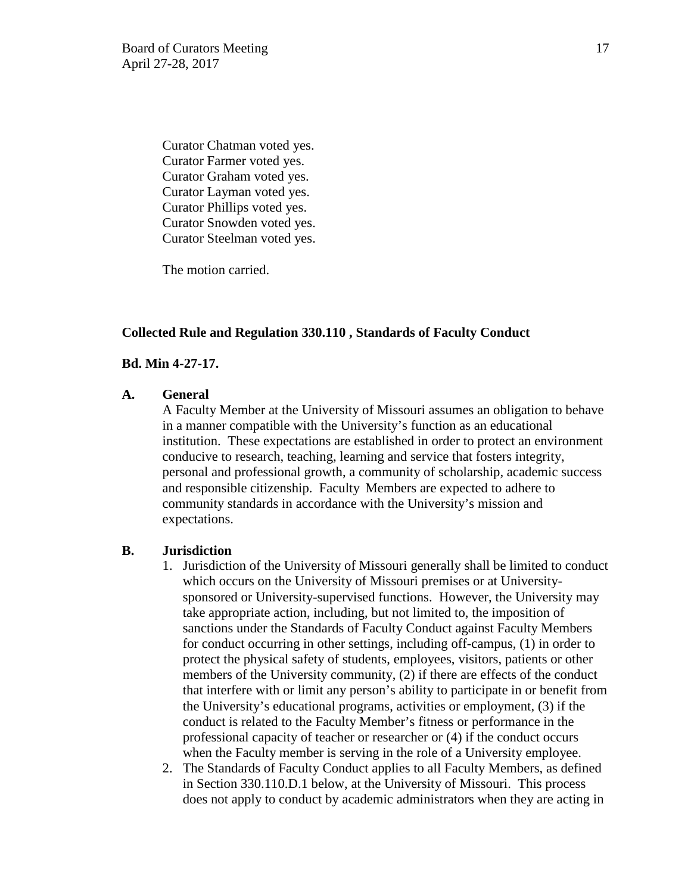Curator Chatman voted yes.
Curator Farmer voted yes.
Curator Graham voted yes.
Curator Layman voted yes.
Curator Phillips voted yes.
Curator Snowden voted yes.
Curator Steelman voted yes.

The motion carried.

**Collected Rule and Regulation 330.110 , Standards of Faculty Conduct**

**Bd. Min 4-27-17.**

**A. General**

A Faculty Member at the University of Missouri assumes an obligation to behave in a manner compatible with the University's function as an educational institution. These expectations are established in order to protect an environment conducive to research, teaching, learning and service that fosters integrity, personal and professional growth, a community of scholarship, academic success and responsible citizenship. Faculty Members are expected to adhere to community standards in accordance with the University's mission and expectations.

**B. Jurisdiction**

1. Jurisdiction of the University of Missouri generally shall be limited to conduct which occurs on the University of Missouri premises or at University-sponsored or University-supervised functions. However, the University may take appropriate action, including, but not limited to, the imposition of sanctions under the Standards of Faculty Conduct against Faculty Members for conduct occurring in other settings, including off-campus, (1) in order to protect the physical safety of students, employees, visitors, patients or other members of the University community, (2) if there are effects of the conduct that interfere with or limit any person's ability to participate in or benefit from the University's educational programs, activities or employment, (3) if the conduct is related to the Faculty Member's fitness or performance in the professional capacity of teacher or researcher or (4) if the conduct occurs when the Faculty member is serving in the role of a University employee.
2. The Standards of Faculty Conduct applies to all Faculty Members, as defined in Section 330.110.D.1 below, at the University of Missouri. This process does not apply to conduct by academic administrators when they are acting in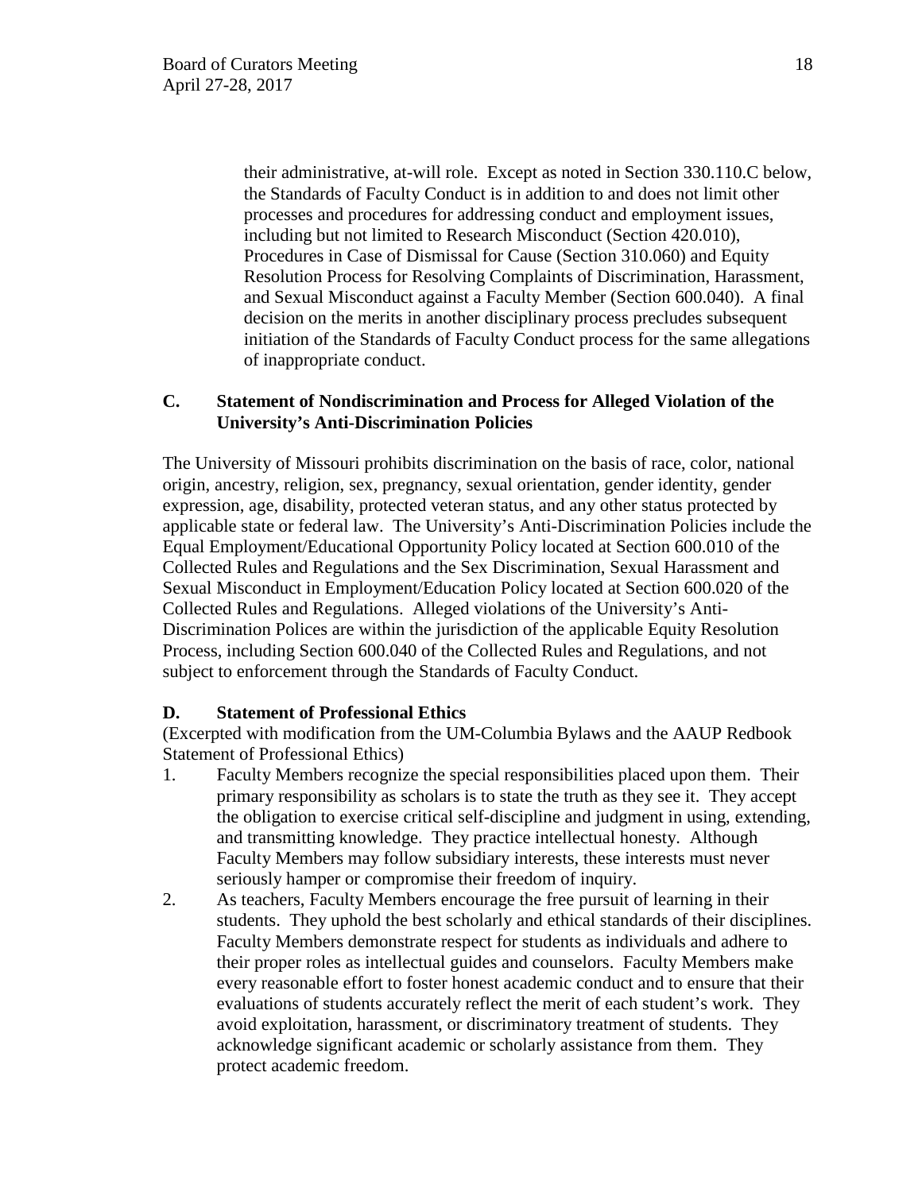their administrative, at-will role. Except as noted in Section 330.110.C below, the Standards of Faculty Conduct is in addition to and does not limit other processes and procedures for addressing conduct and employment issues, including but not limited to Research Misconduct (Section 420.010), Procedures in Case of Dismissal for Cause (Section 310.060) and Equity Resolution Process for Resolving Complaints of Discrimination, Harassment, and Sexual Misconduct against a Faculty Member (Section 600.040). A final decision on the merits in another disciplinary process precludes subsequent initiation of the Standards of Faculty Conduct process for the same allegations of inappropriate conduct.

### C. Statement of Nondiscrimination and Process for Alleged Violation of the University's Anti-Discrimination Policies

The University of Missouri prohibits discrimination on the basis of race, color, national origin, ancestry, religion, sex, pregnancy, sexual orientation, gender identity, gender expression, age, disability, protected veteran status, and any other status protected by applicable state or federal law. The University's Anti-Discrimination Policies include the Equal Employment/Educational Opportunity Policy located at Section 600.010 of the Collected Rules and Regulations and the Sex Discrimination, Sexual Harassment and Sexual Misconduct in Employment/Education Policy located at Section 600.020 of the Collected Rules and Regulations. Alleged violations of the University's Anti-Discrimination Polices are within the jurisdiction of the applicable Equity Resolution Process, including Section 600.040 of the Collected Rules and Regulations, and not subject to enforcement through the Standards of Faculty Conduct.

### D. Statement of Professional Ethics

(Excerpted with modification from the UM-Columbia Bylaws and the AAUP Redbook Statement of Professional Ethics)

1. Faculty Members recognize the special responsibilities placed upon them. Their primary responsibility as scholars is to state the truth as they see it. They accept the obligation to exercise critical self-discipline and judgment in using, extending, and transmitting knowledge. They practice intellectual honesty. Although Faculty Members may follow subsidiary interests, these interests must never seriously hamper or compromise their freedom of inquiry.
2. As teachers, Faculty Members encourage the free pursuit of learning in their students. They uphold the best scholarly and ethical standards of their disciplines. Faculty Members demonstrate respect for students as individuals and adhere to their proper roles as intellectual guides and counselors. Faculty Members make every reasonable effort to foster honest academic conduct and to ensure that their evaluations of students accurately reflect the merit of each student's work. They avoid exploitation, harassment, or discriminatory treatment of students. They acknowledge significant academic or scholarly assistance from them. They protect academic freedom.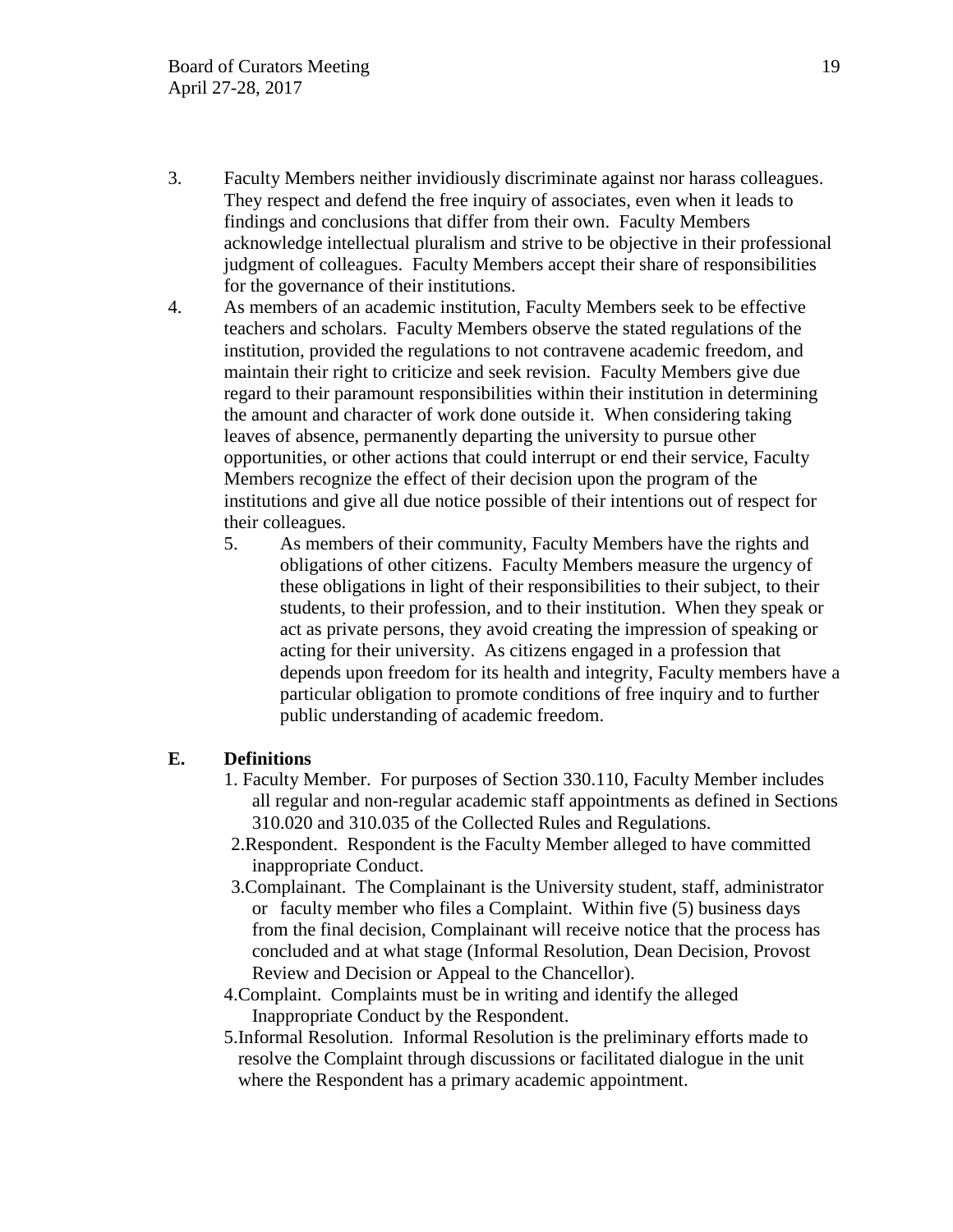3. Faculty Members neither invidiously discriminate against nor harass colleagues. They respect and defend the free inquiry of associates, even when it leads to findings and conclusions that differ from their own. Faculty Members acknowledge intellectual pluralism and strive to be objective in their professional judgment of colleagues. Faculty Members accept their share of responsibilities for the governance of their institutions.
4. As members of an academic institution, Faculty Members seek to be effective teachers and scholars. Faculty Members observe the stated regulations of the institution, provided the regulations to not contravene academic freedom, and maintain their right to criticize and seek revision. Faculty Members give due regard to their paramount responsibilities within their institution in determining the amount and character of work done outside it. When considering taking leaves of absence, permanently departing the university to pursue other opportunities, or other actions that could interrupt or end their service, Faculty Members recognize the effect of their decision upon the program of the institutions and give all due notice possible of their intentions out of respect for their colleagues.
5. As members of their community, Faculty Members have the rights and obligations of other citizens. Faculty Members measure the urgency of these obligations in light of their responsibilities to their subject, to their students, to their profession, and to their institution. When they speak or act as private persons, they avoid creating the impression of speaking or acting for their university. As citizens engaged in a profession that depends upon freedom for its health and integrity, Faculty members have a particular obligation to promote conditions of free inquiry and to further public understanding of academic freedom.

**E. Definitions**

1. Faculty Member. For purposes of Section 330.110, Faculty Member includes all regular and non-regular academic staff appointments as defined in Sections 310.020 and 310.035 of the Collected Rules and Regulations.
2. Respondent. Respondent is the Faculty Member alleged to have committed inappropriate Conduct.
3. Complainant. The Complainant is the University student, staff, administrator or faculty member who files a Complaint. Within five (5) business days from the final decision, Complainant will receive notice that the process has concluded and at what stage (Informal Resolution, Dean Decision, Provost Review and Decision or Appeal to the Chancellor).
4. Complaint. Complaints must be in writing and identify the alleged Inappropriate Conduct by the Respondent.
5. Informal Resolution. Informal Resolution is the preliminary efforts made to resolve the Complaint through discussions or facilitated dialogue in the unit where the Respondent has a primary academic appointment.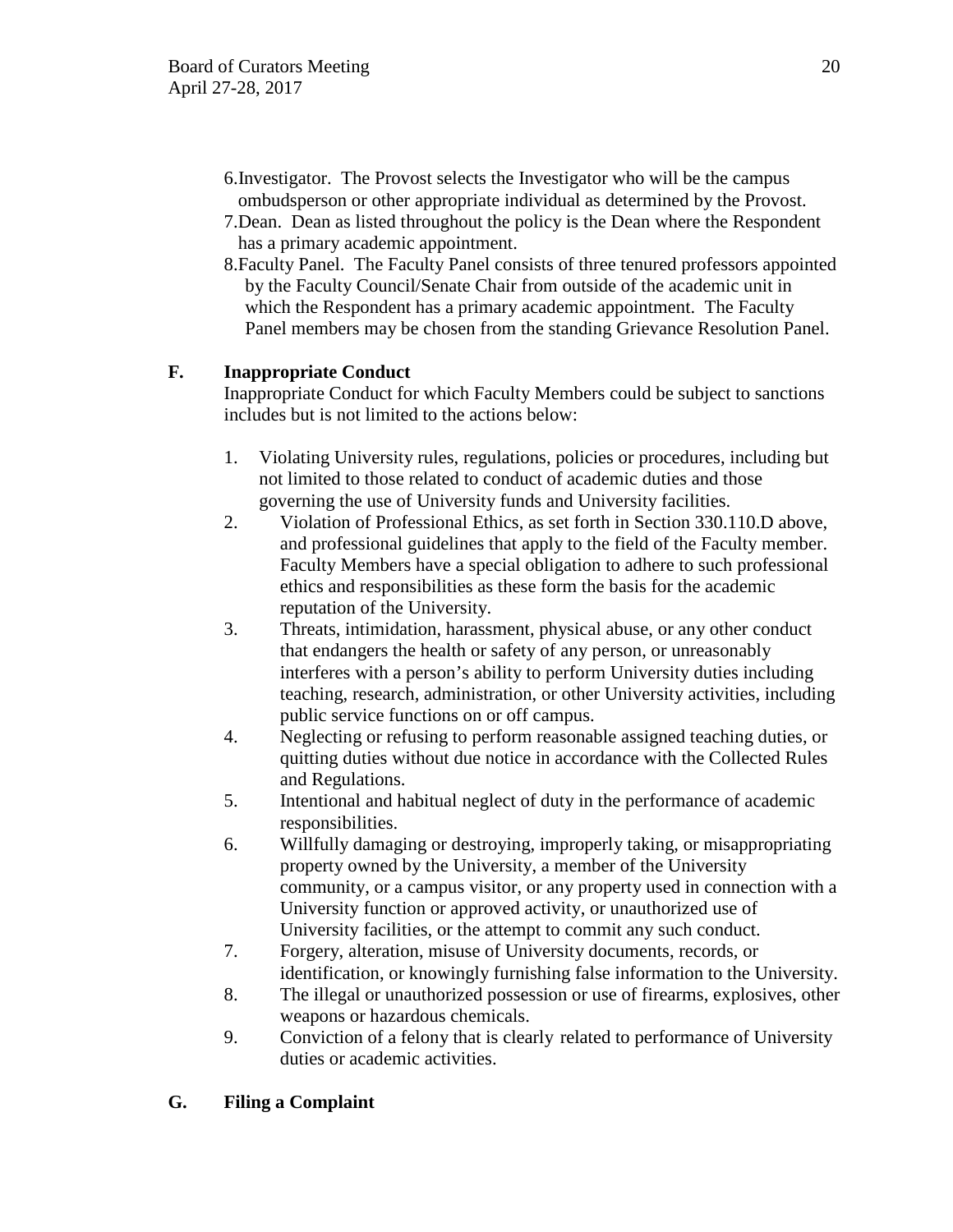6. Investigator. The Provost selects the Investigator who will be the campus ombudsperson or other appropriate individual as determined by the Provost.
7. Dean. Dean as listed throughout the policy is the Dean where the Respondent has a primary academic appointment.
8. Faculty Panel. The Faculty Panel consists of three tenured professors appointed by the Faculty Council/Senate Chair from outside of the academic unit in which the Respondent has a primary academic appointment. The Faculty Panel members may be chosen from the standing Grievance Resolution Panel.

**F. Inappropriate Conduct**

Inappropriate Conduct for which Faculty Members could be subject to sanctions includes but is not limited to the actions below:

1. Violating University rules, regulations, policies or procedures, including but not limited to those related to conduct of academic duties and those governing the use of University funds and University facilities.
2. Violation of Professional Ethics, as set forth in Section 330.110.D above, and professional guidelines that apply to the field of the Faculty member. Faculty Members have a special obligation to adhere to such professional ethics and responsibilities as these form the basis for the academic reputation of the University.
3. Threats, intimidation, harassment, physical abuse, or any other conduct that endangers the health or safety of any person, or unreasonably interferes with a person's ability to perform University duties including teaching, research, administration, or other University activities, including public service functions on or off campus.
4. Neglecting or refusing to perform reasonable assigned teaching duties, or quitting duties without due notice in accordance with the Collected Rules and Regulations.
5. Intentional and habitual neglect of duty in the performance of academic responsibilities.
6. Willfully damaging or destroying, improperly taking, or misappropriating property owned by the University, a member of the University community, or a campus visitor, or any property used in connection with a University function or approved activity, or unauthorized use of University facilities, or the attempt to commit any such conduct.
7. Forgery, alteration, misuse of University documents, records, or identification, or knowingly furnishing false information to the University.
8. The illegal or unauthorized possession or use of firearms, explosives, other weapons or hazardous chemicals.
9. Conviction of a felony that is clearly related to performance of University duties or academic activities.

**G. Filing a Complaint**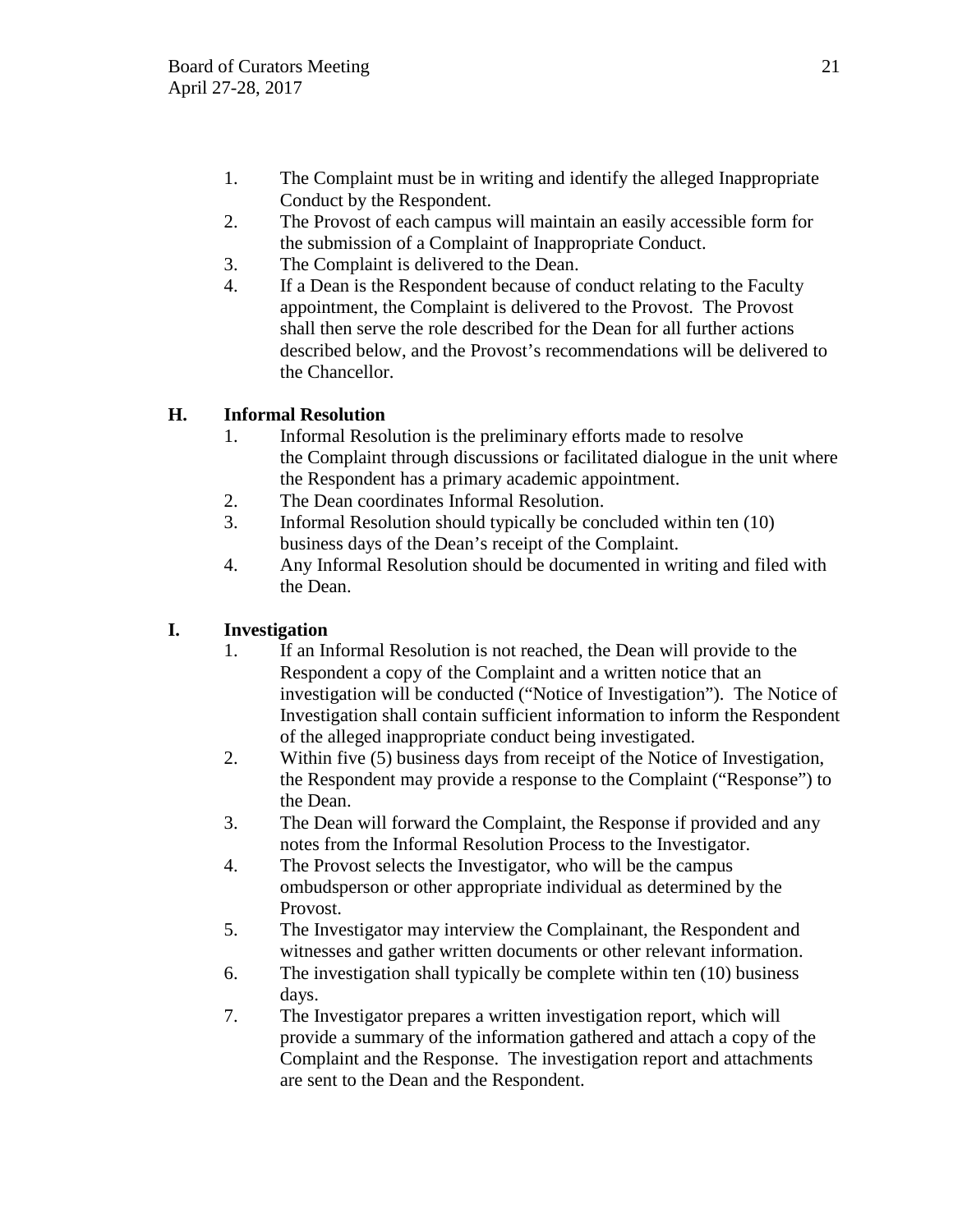1. The Complaint must be in writing and identify the alleged Inappropriate Conduct by the Respondent.
2. The Provost of each campus will maintain an easily accessible form for the submission of a Complaint of Inappropriate Conduct.
3. The Complaint is delivered to the Dean.
4. If a Dean is the Respondent because of conduct relating to the Faculty appointment, the Complaint is delivered to the Provost. The Provost shall then serve the role described for the Dean for all further actions described below, and the Provost's recommendations will be delivered to the Chancellor.

## H. Informal Resolution

1. Informal Resolution is the preliminary efforts made to resolve the Complaint through discussions or facilitated dialogue in the unit where the Respondent has a primary academic appointment.
2. The Dean coordinates Informal Resolution.
3. Informal Resolution should typically be concluded within ten (10) business days of the Dean's receipt of the Complaint.
4. Any Informal Resolution should be documented in writing and filed with the Dean.

## I. Investigation

1. If an Informal Resolution is not reached, the Dean will provide to the Respondent a copy of the Complaint and a written notice that an investigation will be conducted ("Notice of Investigation"). The Notice of Investigation shall contain sufficient information to inform the Respondent of the alleged inappropriate conduct being investigated.
2. Within five (5) business days from receipt of the Notice of Investigation, the Respondent may provide a response to the Complaint ("Response") to the Dean.
3. The Dean will forward the Complaint, the Response if provided and any notes from the Informal Resolution Process to the Investigator.
4. The Provost selects the Investigator, who will be the campus ombudsperson or other appropriate individual as determined by the Provost.
5. The Investigator may interview the Complainant, the Respondent and witnesses and gather written documents or other relevant information.
6. The investigation shall typically be complete within ten (10) business days.
7. The Investigator prepares a written investigation report, which will provide a summary of the information gathered and attach a copy of the Complaint and the Response. The investigation report and attachments are sent to the Dean and the Respondent.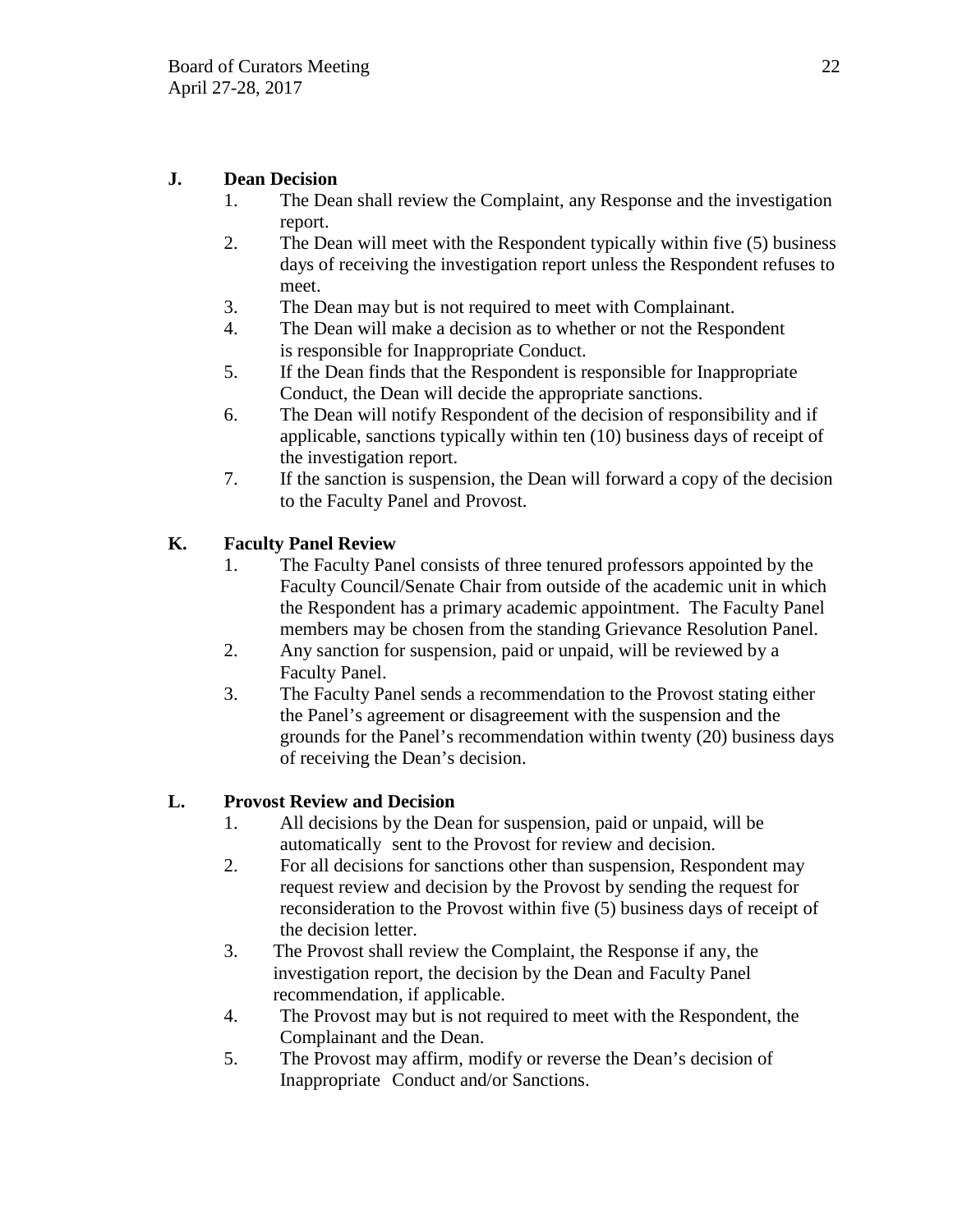### J. Dean Decision

1. The Dean shall review the Complaint, any Response and the investigation report.
2. The Dean will meet with the Respondent typically within five (5) business days of receiving the investigation report unless the Respondent refuses to meet.
3. The Dean may but is not required to meet with Complainant.
4. The Dean will make a decision as to whether or not the Respondent is responsible for Inappropriate Conduct.
5. If the Dean finds that the Respondent is responsible for Inappropriate Conduct, the Dean will decide the appropriate sanctions.
6. The Dean will notify Respondent of the decision of responsibility and if applicable, sanctions typically within ten (10) business days of receipt of the investigation report.
7. If the sanction is suspension, the Dean will forward a copy of the decision to the Faculty Panel and Provost.

### K. Faculty Panel Review

1. The Faculty Panel consists of three tenured professors appointed by the Faculty Council/Senate Chair from outside of the academic unit in which the Respondent has a primary academic appointment. The Faculty Panel members may be chosen from the standing Grievance Resolution Panel.
2. Any sanction for suspension, paid or unpaid, will be reviewed by a Faculty Panel.
3. The Faculty Panel sends a recommendation to the Provost stating either the Panel's agreement or disagreement with the suspension and the grounds for the Panel's recommendation within twenty (20) business days of receiving the Dean's decision.

### L. Provost Review and Decision

1. All decisions by the Dean for suspension, paid or unpaid, will be automatically sent to the Provost for review and decision.
2. For all decisions for sanctions other than suspension, Respondent may request review and decision by the Provost by sending the request for reconsideration to the Provost within five (5) business days of receipt of the decision letter.
3. The Provost shall review the Complaint, the Response if any, the investigation report, the decision by the Dean and Faculty Panel recommendation, if applicable.
4. The Provost may but is not required to meet with the Respondent, the Complainant and the Dean.
5. The Provost may affirm, modify or reverse the Dean's decision of Inappropriate Conduct and/or Sanctions.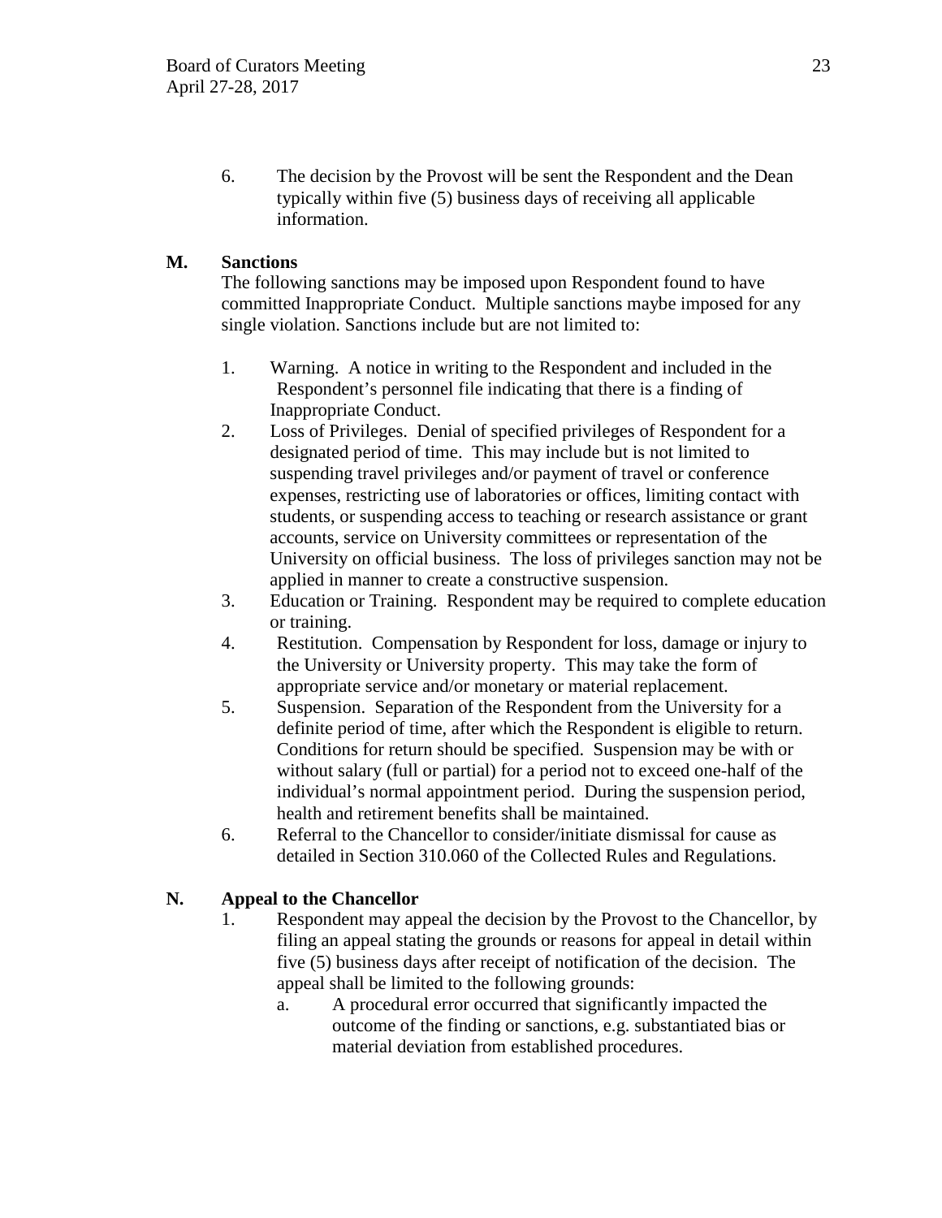6. The decision by the Provost will be sent the Respondent and the Dean typically within five (5) business days of receiving all applicable information.

**M. Sanctions**

The following sanctions may be imposed upon Respondent found to have committed Inappropriate Conduct. Multiple sanctions maybe imposed for any single violation. Sanctions include but are not limited to:

1. Warning. A notice in writing to the Respondent and included in the Respondent's personnel file indicating that there is a finding of Inappropriate Conduct.
2. Loss of Privileges. Denial of specified privileges of Respondent for a designated period of time. This may include but is not limited to suspending travel privileges and/or payment of travel or conference expenses, restricting use of laboratories or offices, limiting contact with students, or suspending access to teaching or research assistance or grant accounts, service on University committees or representation of the University on official business. The loss of privileges sanction may not be applied in manner to create a constructive suspension.
3. Education or Training. Respondent may be required to complete education or training.
4. Restitution. Compensation by Respondent for loss, damage or injury to the University or University property. This may take the form of appropriate service and/or monetary or material replacement.
5. Suspension. Separation of the Respondent from the University for a definite period of time, after which the Respondent is eligible to return. Conditions for return should be specified. Suspension may be with or without salary (full or partial) for a period not to exceed one-half of the individual's normal appointment period. During the suspension period, health and retirement benefits shall be maintained.
6. Referral to the Chancellor to consider/initiate dismissal for cause as detailed in Section 310.060 of the Collected Rules and Regulations.

**N. Appeal to the Chancellor**

1. Respondent may appeal the decision by the Provost to the Chancellor, by filing an appeal stating the grounds or reasons for appeal in detail within five (5) business days after receipt of notification of the decision. The appeal shall be limited to the following grounds:
   a. A procedural error occurred that significantly impacted the outcome of the finding or sanctions, e.g. substantiated bias or material deviation from established procedures.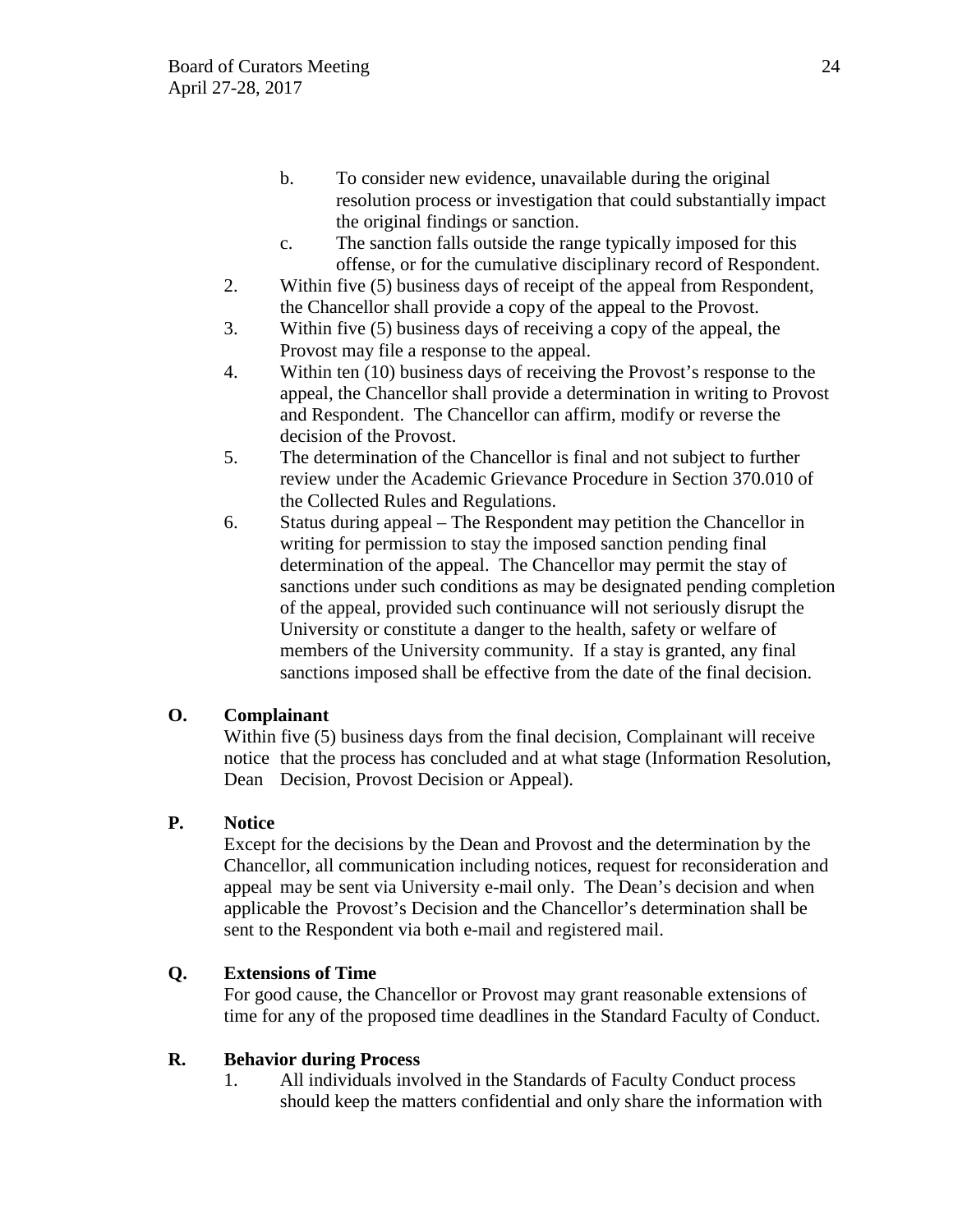b. To consider new evidence, unavailable during the original resolution process or investigation that could substantially impact the original findings or sanction.
   c. The sanction falls outside the range typically imposed for this offense, or for the cumulative disciplinary record of Respondent.
2. Within five (5) business days of receipt of the appeal from Respondent, the Chancellor shall provide a copy of the appeal to the Provost.
3. Within five (5) business days of receiving a copy of the appeal, the Provost may file a response to the appeal.
4. Within ten (10) business days of receiving the Provost's response to the appeal, the Chancellor shall provide a determination in writing to Provost and Respondent. The Chancellor can affirm, modify or reverse the decision of the Provost.
5. The determination of the Chancellor is final and not subject to further review under the Academic Grievance Procedure in Section 370.010 of the Collected Rules and Regulations.
6. Status during appeal – The Respondent may petition the Chancellor in writing for permission to stay the imposed sanction pending final determination of the appeal. The Chancellor may permit the stay of sanctions under such conditions as may be designated pending completion of the appeal, provided such continuance will not seriously disrupt the University or constitute a danger to the health, safety or welfare of members of the University community. If a stay is granted, any final sanctions imposed shall be effective from the date of the final decision.

**O. Complainant**

Within five (5) business days from the final decision, Complainant will receive notice that the process has concluded and at what stage (Information Resolution, Dean Decision, Provost Decision or Appeal).

**P. Notice**

Except for the decisions by the Dean and Provost and the determination by the Chancellor, all communication including notices, request for reconsideration and appeal may be sent via University e-mail only. The Dean's decision and when applicable the Provost's Decision and the Chancellor's determination shall be sent to the Respondent via both e-mail and registered mail.

**Q. Extensions of Time**

For good cause, the Chancellor or Provost may grant reasonable extensions of time for any of the proposed time deadlines in the Standard Faculty of Conduct.

**R. Behavior during Process**

1. All individuals involved in the Standards of Faculty Conduct process should keep the matters confidential and only share the information with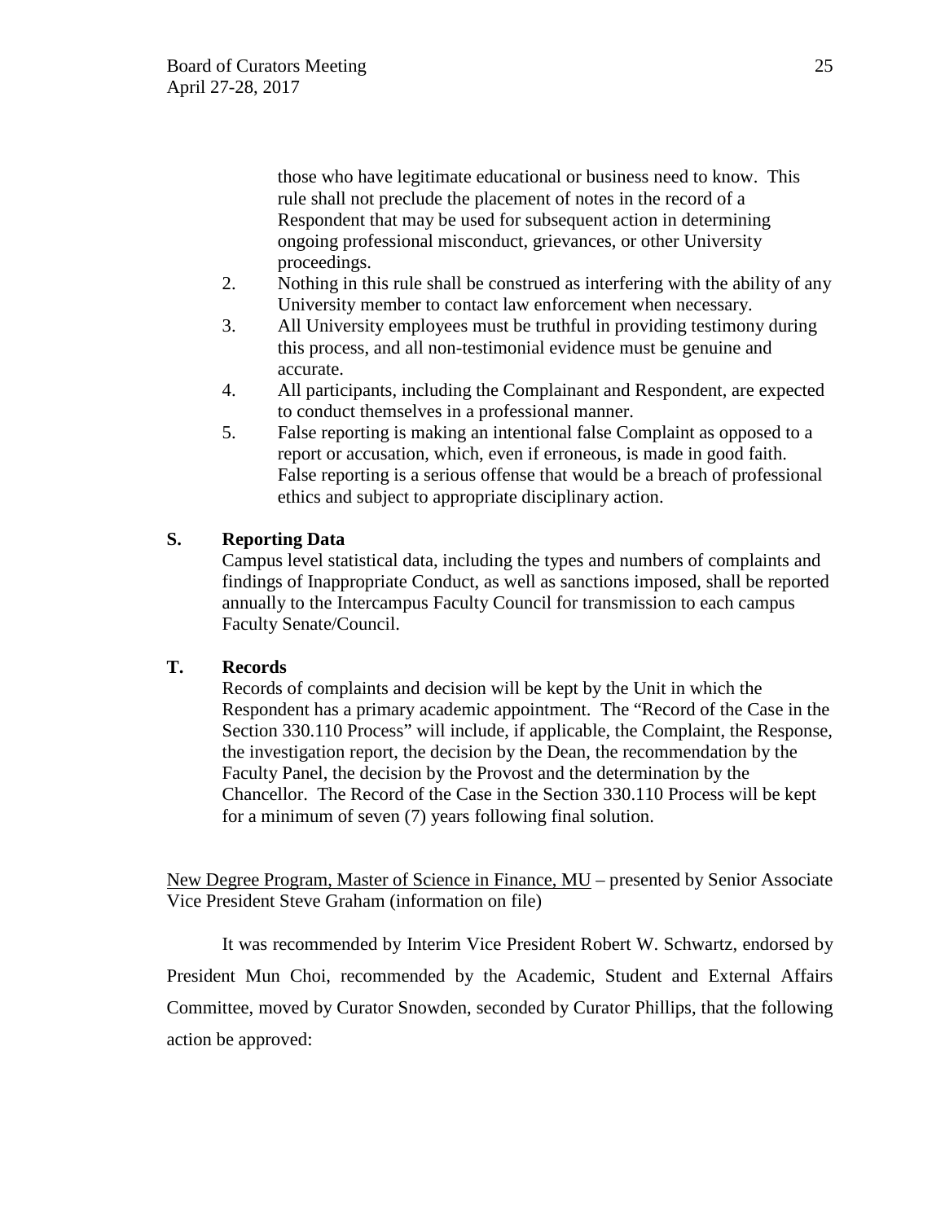those who have legitimate educational or business need to know. This rule shall not preclude the placement of notes in the record of a Respondent that may be used for subsequent action in determining ongoing professional misconduct, grievances, or other University proceedings.

2. Nothing in this rule shall be construed as interfering with the ability of any University member to contact law enforcement when necessary.
3. All University employees must be truthful in providing testimony during this process, and all non-testimonial evidence must be genuine and accurate.
4. All participants, including the Complainant and Respondent, are expected to conduct themselves in a professional manner.
5. False reporting is making an intentional false Complaint as opposed to a report or accusation, which, even if erroneous, is made in good faith. False reporting is a serious offense that would be a breach of professional ethics and subject to appropriate disciplinary action.

**S. Reporting Data**

Campus level statistical data, including the types and numbers of complaints and findings of Inappropriate Conduct, as well as sanctions imposed, shall be reported annually to the Intercampus Faculty Council for transmission to each campus Faculty Senate/Council.

**T. Records**

Records of complaints and decision will be kept by the Unit in which the Respondent has a primary academic appointment. The "Record of the Case in the Section 330.110 Process" will include, if applicable, the Complaint, the Response, the investigation report, the decision by the Dean, the recommendation by the Faculty Panel, the decision by the Provost and the determination by the Chancellor. The Record of the Case in the Section 330.110 Process will be kept for a minimum of seven (7) years following final solution.

<u>New Degree Program, Master of Science in Finance, MU</u> – presented by Senior Associate Vice President Steve Graham (information on file)

It was recommended by Interim Vice President Robert W. Schwartz, endorsed by President Mun Choi, recommended by the Academic, Student and External Affairs Committee, moved by Curator Snowden, seconded by Curator Phillips, that the following action be approved: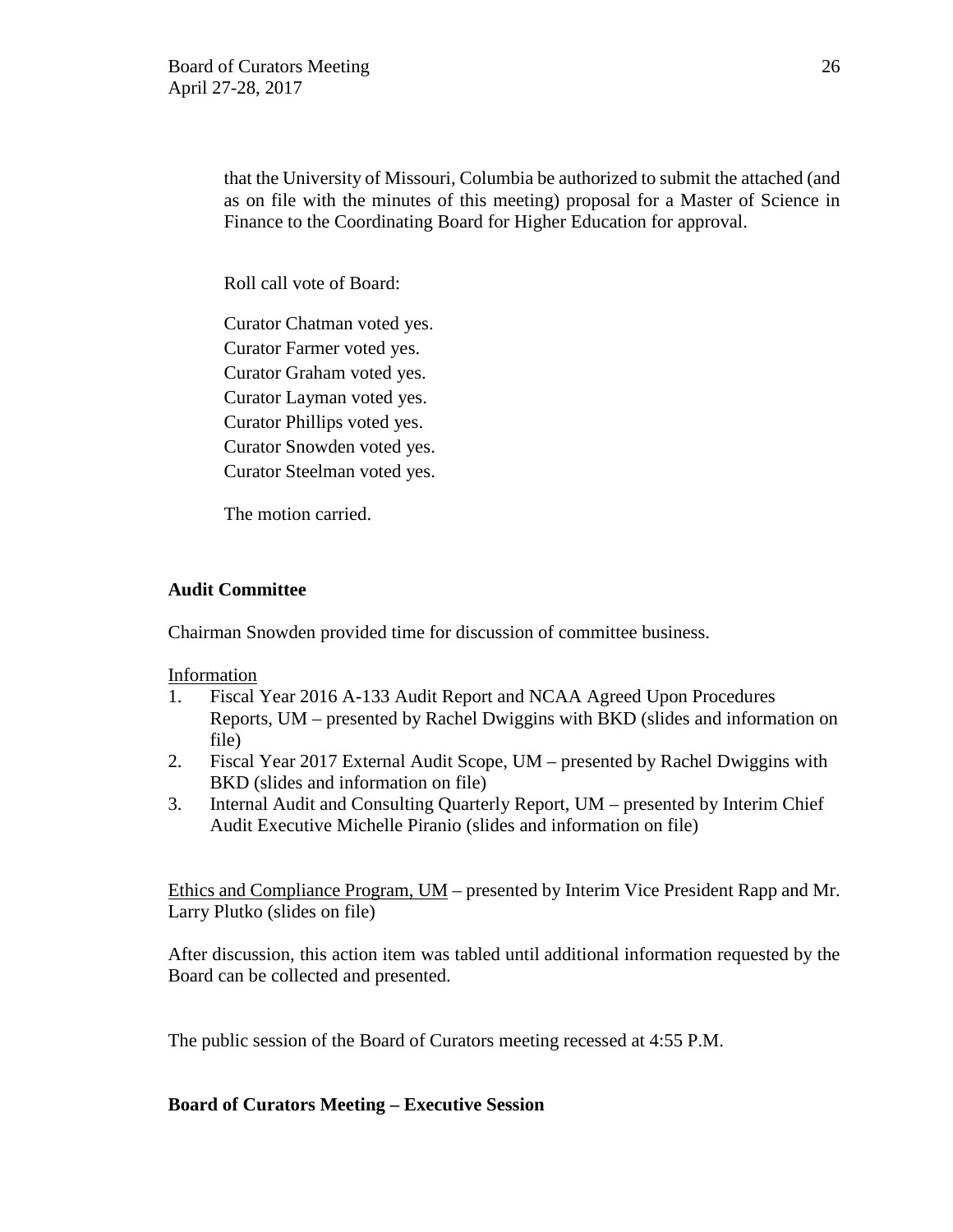that the University of Missouri, Columbia be authorized to submit the attached (and as on file with the minutes of this meeting) proposal for a Master of Science in Finance to the Coordinating Board for Higher Education for approval.

Roll call vote of Board:

Curator Chatman voted yes.
Curator Farmer voted yes.
Curator Graham voted yes.
Curator Layman voted yes.
Curator Phillips voted yes.
Curator Snowden voted yes.
Curator Steelman voted yes.

The motion carried.

**Audit Committee**

Chairman Snowden provided time for discussion of committee business.

Information

1. Fiscal Year 2016 A-133 Audit Report and NCAA Agreed Upon Procedures Reports, UM – presented by Rachel Dwiggins with BKD (slides and information on file)
2. Fiscal Year 2017 External Audit Scope, UM – presented by Rachel Dwiggins with BKD (slides and information on file)
3. Internal Audit and Consulting Quarterly Report, UM – presented by Interim Chief Audit Executive Michelle Piranio (slides and information on file)

Ethics and Compliance Program, UM – presented by Interim Vice President Rapp and Mr. Larry Plutko (slides on file)

After discussion, this action item was tabled until additional information requested by the Board can be collected and presented.

The public session of the Board of Curators meeting recessed at 4:55 P.M.

**Board of Curators Meeting – Executive Session**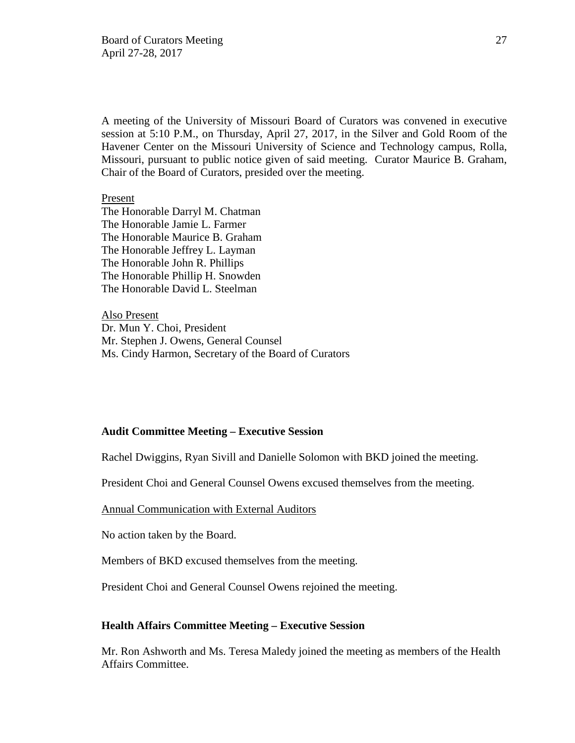A meeting of the University of Missouri Board of Curators was convened in executive session at 5:10 P.M., on Thursday, April 27, 2017, in the Silver and Gold Room of the Havener Center on the Missouri University of Science and Technology campus, Rolla, Missouri, pursuant to public notice given of said meeting. Curator Maurice B. Graham, Chair of the Board of Curators, presided over the meeting.

Present
The Honorable Darryl M. Chatman
The Honorable Jamie L. Farmer
The Honorable Maurice B. Graham
The Honorable Jeffrey L. Layman
The Honorable John R. Phillips
The Honorable Phillip H. Snowden
The Honorable David L. Steelman

Also Present
Dr. Mun Y. Choi, President
Mr. Stephen J. Owens, General Counsel
Ms. Cindy Harmon, Secretary of the Board of Curators

**Audit Committee Meeting – Executive Session**

Rachel Dwiggins, Ryan Sivill and Danielle Solomon with BKD joined the meeting.

President Choi and General Counsel Owens excused themselves from the meeting.

Annual Communication with External Auditors

No action taken by the Board.

Members of BKD excused themselves from the meeting.

President Choi and General Counsel Owens rejoined the meeting.

**Health Affairs Committee Meeting – Executive Session**

Mr. Ron Ashworth and Ms. Teresa Maledy joined the meeting as members of the Health Affairs Committee.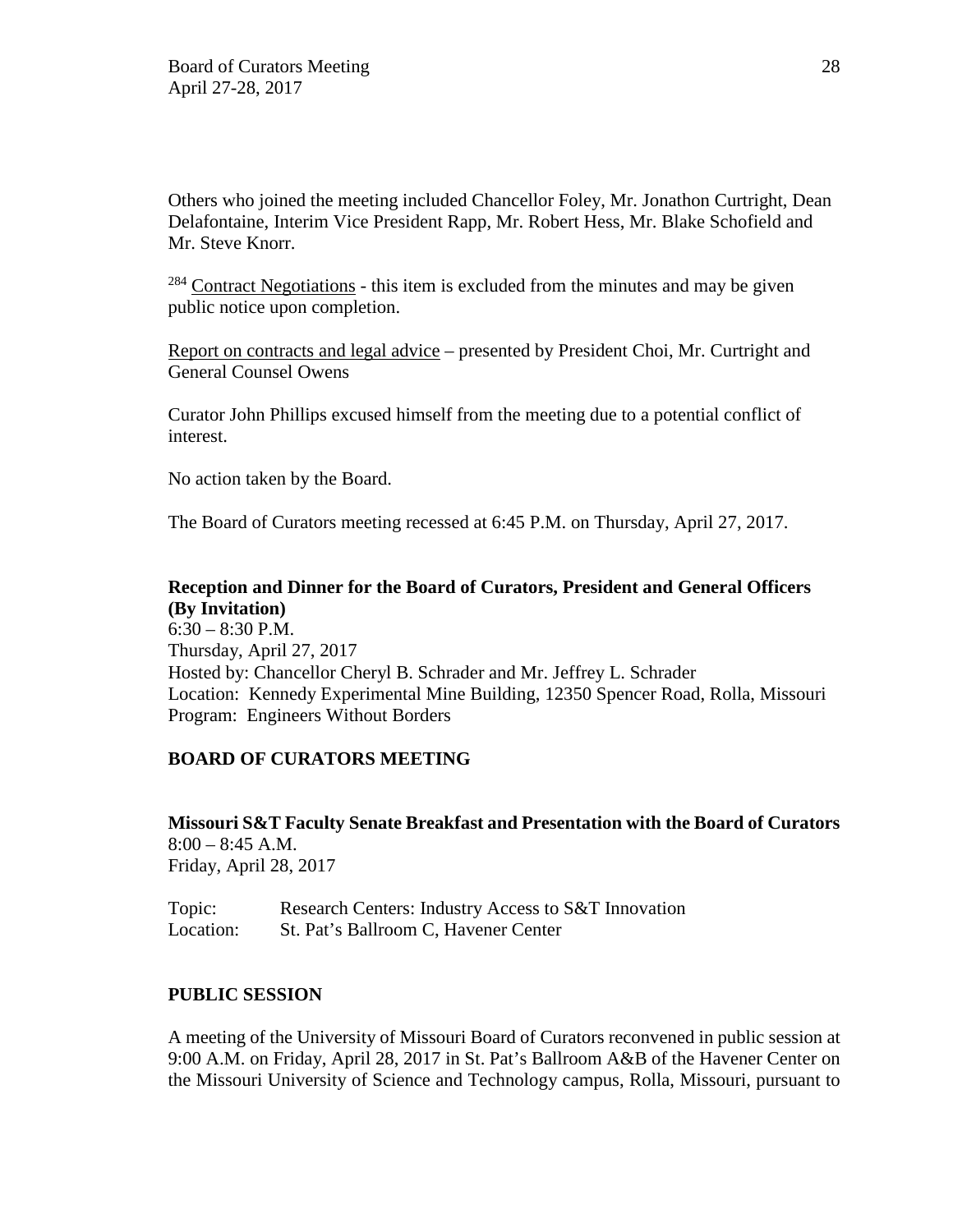Others who joined the meeting included Chancellor Foley, Mr. Jonathon Curtright, Dean Delafontaine, Interim Vice President Rapp, Mr. Robert Hess, Mr. Blake Schofield and Mr. Steve Knorr.

[284] Contract Negotiations - this item is excluded from the minutes and may be given public notice upon completion.

Report on contracts and legal advice – presented by President Choi, Mr. Curtright and General Counsel Owens

Curator John Phillips excused himself from the meeting due to a potential conflict of interest.

No action taken by the Board.

The Board of Curators meeting recessed at 6:45 P.M. on Thursday, April 27, 2017.

**Reception and Dinner for the Board of Curators, President and General Officers (By Invitation)**
6:30 – 8:30 P.M.
Thursday, April 27, 2017
Hosted by: Chancellor Cheryl B. Schrader and Mr. Jeffrey L. Schrader
Location: Kennedy Experimental Mine Building, 12350 Spencer Road, Rolla, Missouri
Program: Engineers Without Borders

## BOARD OF CURATORS MEETING

**Missouri S&T Faculty Senate Breakfast and Presentation with the Board of Curators**
8:00 – 8:45 A.M.
Friday, April 28, 2017

Topic: Research Centers: Industry Access to S&T Innovation
Location: St. Pat's Ballroom C, Havener Center

## PUBLIC SESSION

A meeting of the University of Missouri Board of Curators reconvened in public session at 9:00 A.M. on Friday, April 28, 2017 in St. Pat's Ballroom A&B of the Havener Center on the Missouri University of Science and Technology campus, Rolla, Missouri, pursuant to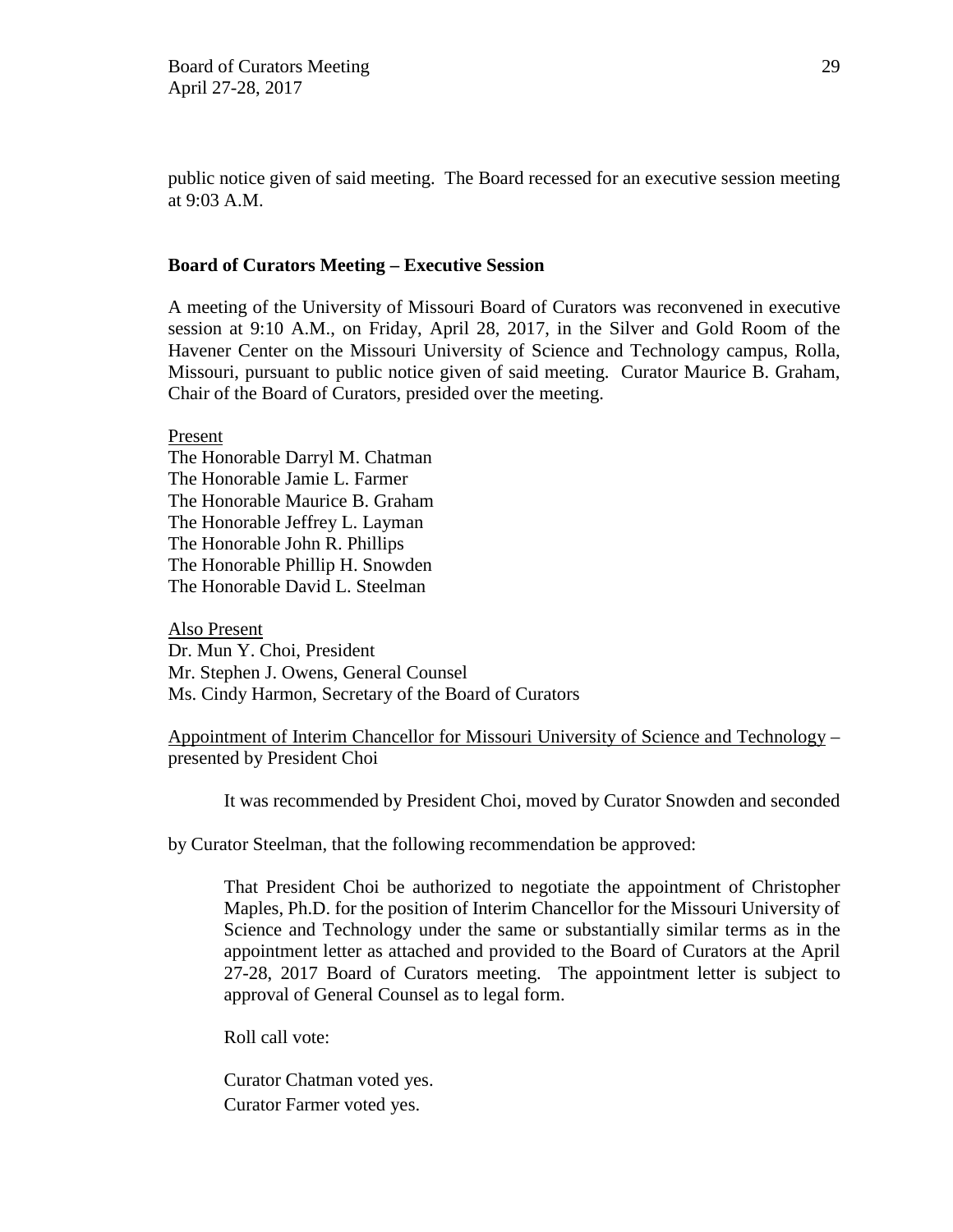public notice given of said meeting. The Board recessed for an executive session meeting at 9:03 A.M.

**Board of Curators Meeting – Executive Session**

A meeting of the University of Missouri Board of Curators was reconvened in executive session at 9:10 A.M., on Friday, April 28, 2017, in the Silver and Gold Room of the Havener Center on the Missouri University of Science and Technology campus, Rolla, Missouri, pursuant to public notice given of said meeting. Curator Maurice B. Graham, Chair of the Board of Curators, presided over the meeting.

Present
The Honorable Darryl M. Chatman
The Honorable Jamie L. Farmer
The Honorable Maurice B. Graham
The Honorable Jeffrey L. Layman
The Honorable John R. Phillips
The Honorable Phillip H. Snowden
The Honorable David L. Steelman

Also Present
Dr. Mun Y. Choi, President
Mr. Stephen J. Owens, General Counsel
Ms. Cindy Harmon, Secretary of the Board of Curators

Appointment of Interim Chancellor for Missouri University of Science and Technology – presented by President Choi

It was recommended by President Choi, moved by Curator Snowden and seconded by Curator Steelman, that the following recommendation be approved:

> That President Choi be authorized to negotiate the appointment of Christopher Maples, Ph.D. for the position of Interim Chancellor for the Missouri University of Science and Technology under the same or substantially similar terms as in the appointment letter as attached and provided to the Board of Curators at the April 27-28, 2017 Board of Curators meeting. The appointment letter is subject to approval of General Counsel as to legal form.

Roll call vote:

Curator Chatman voted yes.
Curator Farmer voted yes.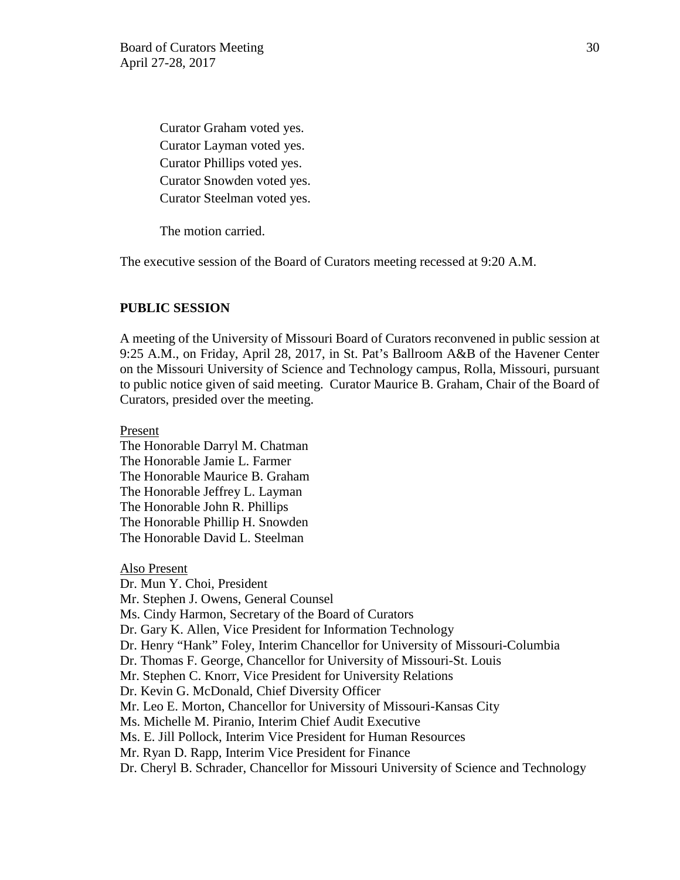Curator Graham voted yes.
Curator Layman voted yes.
Curator Phillips voted yes.
Curator Snowden voted yes.
Curator Steelman voted yes.

The motion carried.

The executive session of the Board of Curators meeting recessed at 9:20 A.M.

## PUBLIC SESSION

A meeting of the University of Missouri Board of Curators reconvened in public session at 9:25 A.M., on Friday, April 28, 2017, in St. Pat's Ballroom A&B of the Havener Center on the Missouri University of Science and Technology campus, Rolla, Missouri, pursuant to public notice given of said meeting. Curator Maurice B. Graham, Chair of the Board of Curators, presided over the meeting.

Present
The Honorable Darryl M. Chatman
The Honorable Jamie L. Farmer
The Honorable Maurice B. Graham
The Honorable Jeffrey L. Layman
The Honorable John R. Phillips
The Honorable Phillip H. Snowden
The Honorable David L. Steelman

Also Present
Dr. Mun Y. Choi, President
Mr. Stephen J. Owens, General Counsel
Ms. Cindy Harmon, Secretary of the Board of Curators
Dr. Gary K. Allen, Vice President for Information Technology
Dr. Henry "Hank" Foley, Interim Chancellor for University of Missouri-Columbia
Dr. Thomas F. George, Chancellor for University of Missouri-St. Louis
Mr. Stephen C. Knorr, Vice President for University Relations
Dr. Kevin G. McDonald, Chief Diversity Officer
Mr. Leo E. Morton, Chancellor for University of Missouri-Kansas City
Ms. Michelle M. Piranio, Interim Chief Audit Executive
Ms. E. Jill Pollock, Interim Vice President for Human Resources
Mr. Ryan D. Rapp, Interim Vice President for Finance
Dr. Cheryl B. Schrader, Chancellor for Missouri University of Science and Technology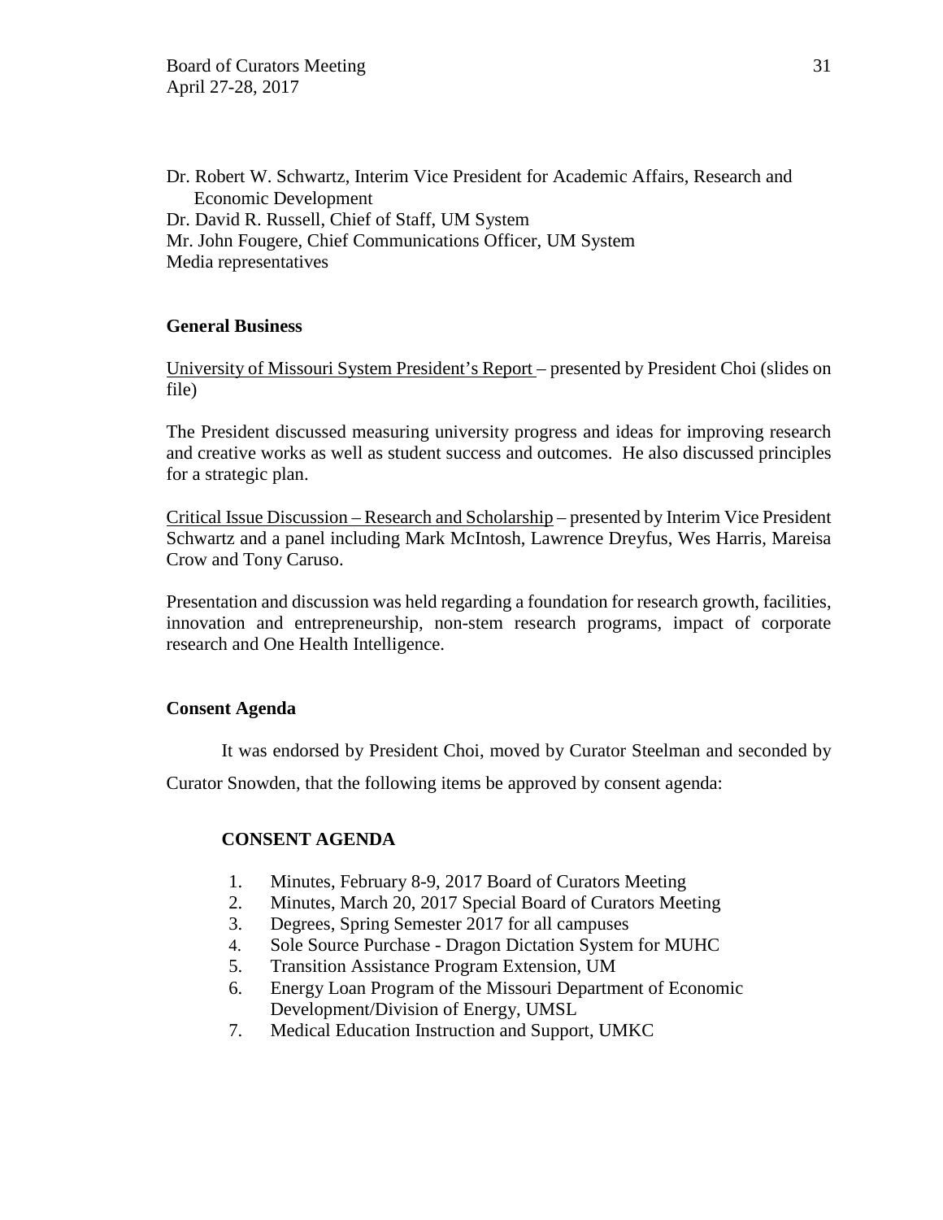Dr. Robert W. Schwartz, Interim Vice President for Academic Affairs, Research and Economic Development
Dr. David R. Russell, Chief of Staff, UM System
Mr. John Fougere, Chief Communications Officer, UM System
Media representatives

**General Business**

University of Missouri System President's Report – presented by President Choi (slides on file)

The President discussed measuring university progress and ideas for improving research and creative works as well as student success and outcomes. He also discussed principles for a strategic plan.

Critical Issue Discussion – Research and Scholarship – presented by Interim Vice President Schwartz and a panel including Mark McIntosh, Lawrence Dreyfus, Wes Harris, Mareisa Crow and Tony Caruso.

Presentation and discussion was held regarding a foundation for research growth, facilities, innovation and entrepreneurship, non-stem research programs, impact of corporate research and One Health Intelligence.

**Consent Agenda**

It was endorsed by President Choi, moved by Curator Steelman and seconded by Curator Snowden, that the following items be approved by consent agenda:

**CONSENT AGENDA**

1. Minutes, February 8-9, 2017 Board of Curators Meeting
2. Minutes, March 20, 2017 Special Board of Curators Meeting
3. Degrees, Spring Semester 2017 for all campuses
4. Sole Source Purchase - Dragon Dictation System for MUHC
5. Transition Assistance Program Extension, UM
6. Energy Loan Program of the Missouri Department of Economic Development/Division of Energy, UMSL
7. Medical Education Instruction and Support, UMKC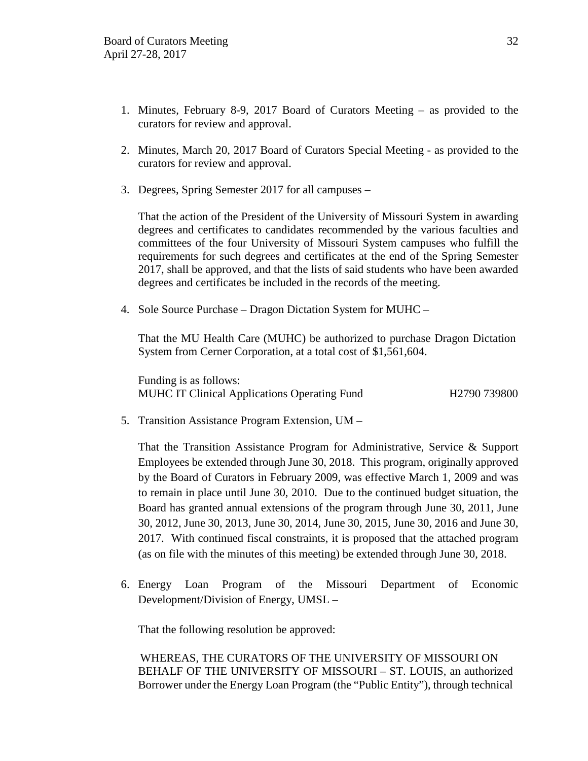1. Minutes, February 8-9, 2017 Board of Curators Meeting – as provided to the curators for review and approval.

2. Minutes, March 20, 2017 Board of Curators Special Meeting - as provided to the curators for review and approval.

3. Degrees, Spring Semester 2017 for all campuses –

   That the action of the President of the University of Missouri System in awarding degrees and certificates to candidates recommended by the various faculties and committees of the four University of Missouri System campuses who fulfill the requirements for such degrees and certificates at the end of the Spring Semester 2017, shall be approved, and that the lists of said students who have been awarded degrees and certificates be included in the records of the meeting.

4. Sole Source Purchase – Dragon Dictation System for MUHC –

   That the MU Health Care (MUHC) be authorized to purchase Dragon Dictation System from Cerner Corporation, at a total cost of $1,561,604.

   Funding is as follows:
   MUHC IT Clinical Applications Operating Fund H2790 739800

5. Transition Assistance Program Extension, UM –

   That the Transition Assistance Program for Administrative, Service & Support Employees be extended through June 30, 2018. This program, originally approved by the Board of Curators in February 2009, was effective March 1, 2009 and was to remain in place until June 30, 2010. Due to the continued budget situation, the Board has granted annual extensions of the program through June 30, 2011, June 30, 2012, June 30, 2013, June 30, 2014, June 30, 2015, June 30, 2016 and June 30, 2017. With continued fiscal constraints, it is proposed that the attached program (as on file with the minutes of this meeting) be extended through June 30, 2018.

6. Energy Loan Program of the Missouri Department of Economic Development/Division of Energy, UMSL –

   That the following resolution be approved:

   WHEREAS, THE CURATORS OF THE UNIVERSITY OF MISSOURI ON BEHALF OF THE UNIVERSITY OF MISSOURI – ST. LOUIS, an authorized Borrower under the Energy Loan Program (the "Public Entity"), through technical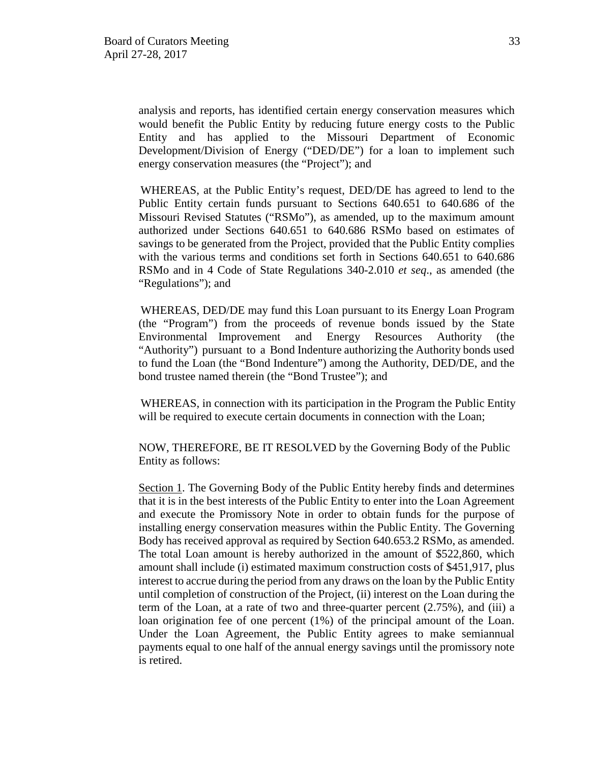analysis and reports, has identified certain energy conservation measures which would benefit the Public Entity by reducing future energy costs to the Public Entity and has applied to the Missouri Department of Economic Development/Division of Energy ("DED/DE") for a loan to implement such energy conservation measures (the "Project"); and

WHEREAS, at the Public Entity's request, DED/DE has agreed to lend to the Public Entity certain funds pursuant to Sections 640.651 to 640.686 of the Missouri Revised Statutes ("RSMo"), as amended, up to the maximum amount authorized under Sections 640.651 to 640.686 RSMo based on estimates of savings to be generated from the Project, provided that the Public Entity complies with the various terms and conditions set forth in Sections 640.651 to 640.686 RSMo and in 4 Code of State Regulations 340-2.010 *et seq*., as amended (the "Regulations"); and

WHEREAS, DED/DE may fund this Loan pursuant to its Energy Loan Program (the "Program") from the proceeds of revenue bonds issued by the State Environmental Improvement and Energy Resources Authority (the "Authority") pursuant to a Bond Indenture authorizing the Authority bonds used to fund the Loan (the "Bond Indenture") among the Authority, DED/DE, and the bond trustee named therein (the "Bond Trustee"); and

WHEREAS, in connection with its participation in the Program the Public Entity will be required to execute certain documents in connection with the Loan;

NOW, THEREFORE, BE IT RESOLVED by the Governing Body of the Public Entity as follows:

<u>Section 1</u>. The Governing Body of the Public Entity hereby finds and determines that it is in the best interests of the Public Entity to enter into the Loan Agreement and execute the Promissory Note in order to obtain funds for the purpose of installing energy conservation measures within the Public Entity. The Governing Body has received approval as required by Section 640.653.2 RSMo, as amended. The total Loan amount is hereby authorized in the amount of $522,860, which amount shall include (i) estimated maximum construction costs of $451,917, plus interest to accrue during the period from any draws on the loan by the Public Entity until completion of construction of the Project, (ii) interest on the Loan during the term of the Loan, at a rate of two and three-quarter percent (2.75%), and (iii) a loan origination fee of one percent (1%) of the principal amount of the Loan. Under the Loan Agreement, the Public Entity agrees to make semiannual payments equal to one half of the annual energy savings until the promissory note is retired.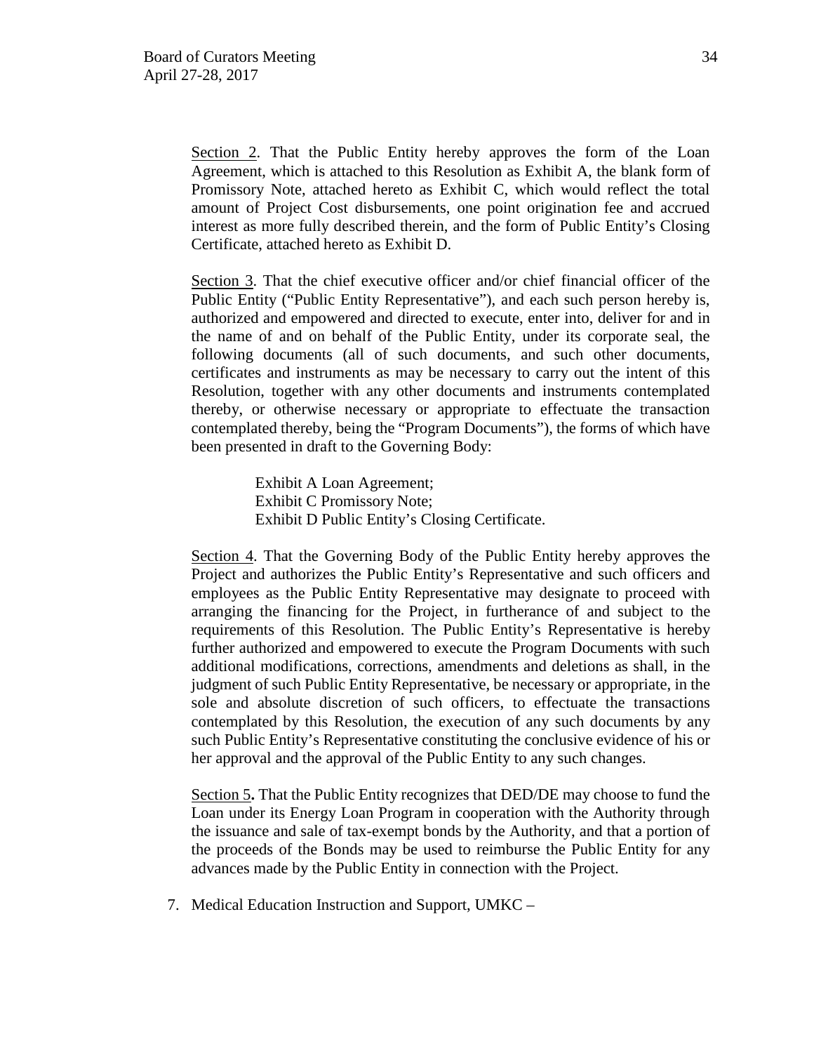Section 2. That the Public Entity hereby approves the form of the Loan Agreement, which is attached to this Resolution as Exhibit A, the blank form of Promissory Note, attached hereto as Exhibit C, which would reflect the total amount of Project Cost disbursements, one point origination fee and accrued interest as more fully described therein, and the form of Public Entity's Closing Certificate, attached hereto as Exhibit D.

Section 3. That the chief executive officer and/or chief financial officer of the Public Entity ("Public Entity Representative"), and each such person hereby is, authorized and empowered and directed to execute, enter into, deliver for and in the name of and on behalf of the Public Entity, under its corporate seal, the following documents (all of such documents, and such other documents, certificates and instruments as may be necessary to carry out the intent of this Resolution, together with any other documents and instruments contemplated thereby, or otherwise necessary or appropriate to effectuate the transaction contemplated thereby, being the "Program Documents"), the forms of which have been presented in draft to the Governing Body:

Exhibit A Loan Agreement;
Exhibit C Promissory Note;
Exhibit D Public Entity's Closing Certificate.

Section 4. That the Governing Body of the Public Entity hereby approves the Project and authorizes the Public Entity's Representative and such officers and employees as the Public Entity Representative may designate to proceed with arranging the financing for the Project, in furtherance of and subject to the requirements of this Resolution. The Public Entity's Representative is hereby further authorized and empowered to execute the Program Documents with such additional modifications, corrections, amendments and deletions as shall, in the judgment of such Public Entity Representative, be necessary or appropriate, in the sole and absolute discretion of such officers, to effectuate the transactions contemplated by this Resolution, the execution of any such documents by any such Public Entity's Representative constituting the conclusive evidence of his or her approval and the approval of the Public Entity to any such changes.

Section 5. That the Public Entity recognizes that DED/DE may choose to fund the Loan under its Energy Loan Program in cooperation with the Authority through the issuance and sale of tax-exempt bonds by the Authority, and that a portion of the proceeds of the Bonds may be used to reimburse the Public Entity for any advances made by the Public Entity in connection with the Project.

7. Medical Education Instruction and Support, UMKC –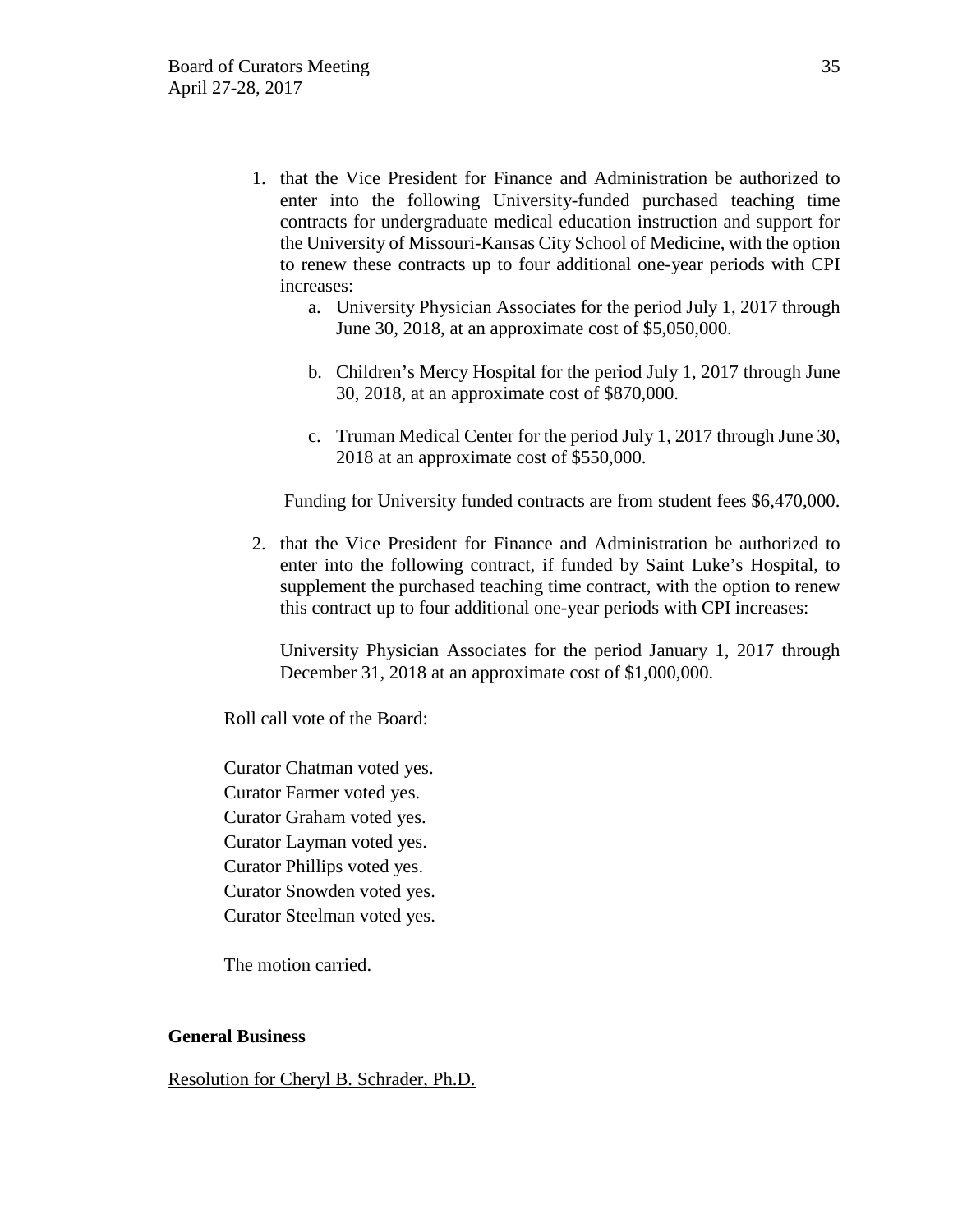1. that the Vice President for Finance and Administration be authorized to enter into the following University-funded purchased teaching time contracts for undergraduate medical education instruction and support for the University of Missouri-Kansas City School of Medicine, with the option to renew these contracts up to four additional one-year periods with CPI increases:
   a. University Physician Associates for the period July 1, 2017 through June 30, 2018, at an approximate cost of $5,050,000.

   b. Children's Mercy Hospital for the period July 1, 2017 through June 30, 2018, at an approximate cost of $870,000.

   c. Truman Medical Center for the period July 1, 2017 through June 30, 2018 at an approximate cost of $550,000.

   Funding for University funded contracts are from student fees $6,470,000.

2. that the Vice President for Finance and Administration be authorized to enter into the following contract, if funded by Saint Luke's Hospital, to supplement the purchased teaching time contract, with the option to renew this contract up to four additional one-year periods with CPI increases:

   University Physician Associates for the period January 1, 2017 through December 31, 2018 at an approximate cost of $1,000,000.

Roll call vote of the Board:

Curator Chatman voted yes.
Curator Farmer voted yes.
Curator Graham voted yes.
Curator Layman voted yes.
Curator Phillips voted yes.
Curator Snowden voted yes.
Curator Steelman voted yes.

The motion carried.

**General Business**

Resolution for Cheryl B. Schrader, Ph.D.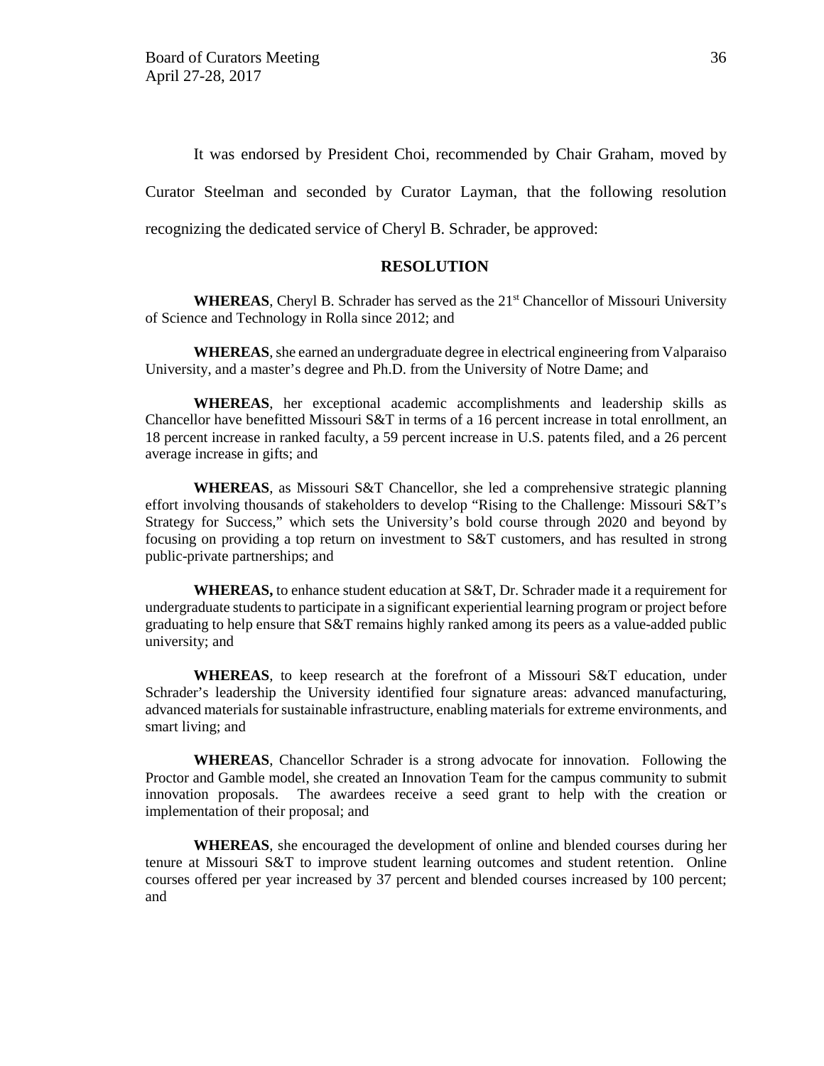It was endorsed by President Choi, recommended by Chair Graham, moved by Curator Steelman and seconded by Curator Layman, that the following resolution recognizing the dedicated service of Cheryl B. Schrader, be approved:

## RESOLUTION

**WHEREAS**, Cheryl B. Schrader has served as the 21st Chancellor of Missouri University of Science and Technology in Rolla since 2012; and

**WHEREAS**, she earned an undergraduate degree in electrical engineering from Valparaiso University, and a master's degree and Ph.D. from the University of Notre Dame; and

**WHEREAS**, her exceptional academic accomplishments and leadership skills as Chancellor have benefitted Missouri S&T in terms of a 16 percent increase in total enrollment, an 18 percent increase in ranked faculty, a 59 percent increase in U.S. patents filed, and a 26 percent average increase in gifts; and

**WHEREAS**, as Missouri S&T Chancellor, she led a comprehensive strategic planning effort involving thousands of stakeholders to develop "Rising to the Challenge: Missouri S&T's Strategy for Success," which sets the University's bold course through 2020 and beyond by focusing on providing a top return on investment to S&T customers, and has resulted in strong public-private partnerships; and

**WHEREAS,** to enhance student education at S&T, Dr. Schrader made it a requirement for undergraduate students to participate in a significant experiential learning program or project before graduating to help ensure that S&T remains highly ranked among its peers as a value-added public university; and

**WHEREAS**, to keep research at the forefront of a Missouri S&T education, under Schrader's leadership the University identified four signature areas: advanced manufacturing, advanced materials for sustainable infrastructure, enabling materials for extreme environments, and smart living; and

**WHEREAS**, Chancellor Schrader is a strong advocate for innovation. Following the Proctor and Gamble model, she created an Innovation Team for the campus community to submit innovation proposals. The awardees receive a seed grant to help with the creation or implementation of their proposal; and

**WHEREAS**, she encouraged the development of online and blended courses during her tenure at Missouri S&T to improve student learning outcomes and student retention. Online courses offered per year increased by 37 percent and blended courses increased by 100 percent; and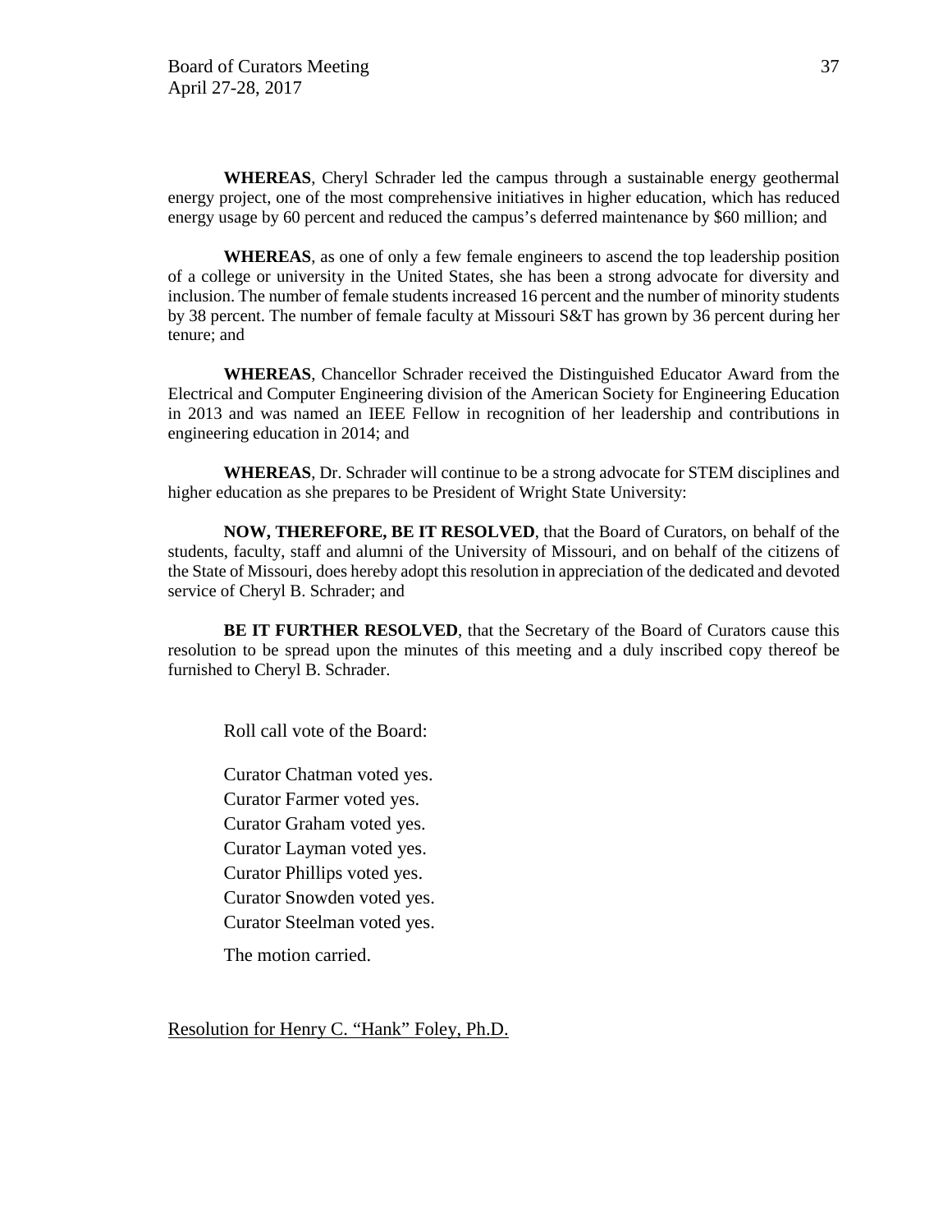**WHEREAS**, Cheryl Schrader led the campus through a sustainable energy geothermal energy project, one of the most comprehensive initiatives in higher education, which has reduced energy usage by 60 percent and reduced the campus's deferred maintenance by $60 million; and

**WHEREAS**, as one of only a few female engineers to ascend the top leadership position of a college or university in the United States, she has been a strong advocate for diversity and inclusion. The number of female students increased 16 percent and the number of minority students by 38 percent. The number of female faculty at Missouri S&T has grown by 36 percent during her tenure; and

**WHEREAS**, Chancellor Schrader received the Distinguished Educator Award from the Electrical and Computer Engineering division of the American Society for Engineering Education in 2013 and was named an IEEE Fellow in recognition of her leadership and contributions in engineering education in 2014; and

**WHEREAS**, Dr. Schrader will continue to be a strong advocate for STEM disciplines and higher education as she prepares to be President of Wright State University:

**NOW, THEREFORE, BE IT RESOLVED**, that the Board of Curators, on behalf of the students, faculty, staff and alumni of the University of Missouri, and on behalf of the citizens of the State of Missouri, does hereby adopt this resolution in appreciation of the dedicated and devoted service of Cheryl B. Schrader; and

**BE IT FURTHER RESOLVED**, that the Secretary of the Board of Curators cause this resolution to be spread upon the minutes of this meeting and a duly inscribed copy thereof be furnished to Cheryl B. Schrader.

Roll call vote of the Board:

Curator Chatman voted yes.
Curator Farmer voted yes.
Curator Graham voted yes.
Curator Layman voted yes.
Curator Phillips voted yes.
Curator Snowden voted yes.
Curator Steelman voted yes.

The motion carried.

Resolution for Henry C. "Hank" Foley, Ph.D.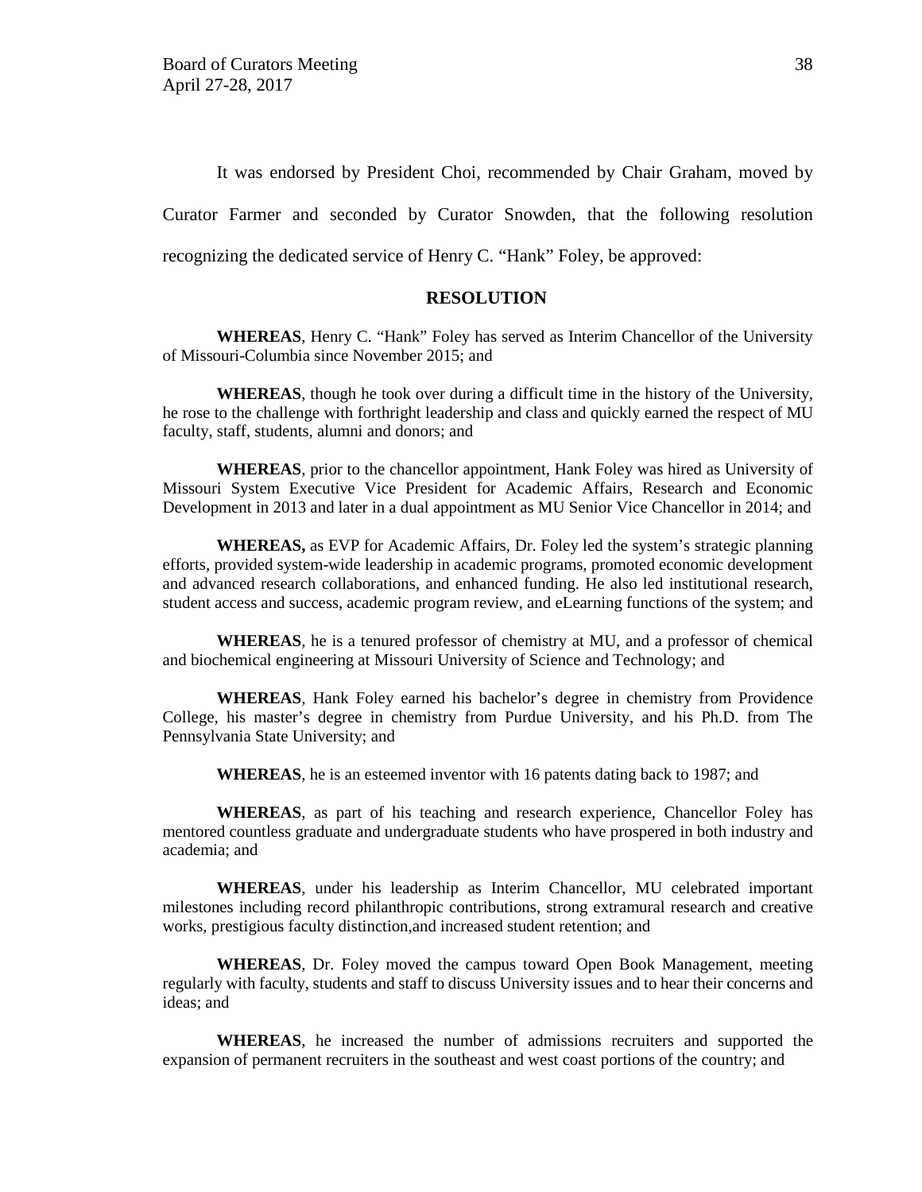It was endorsed by President Choi, recommended by Chair Graham, moved by Curator Farmer and seconded by Curator Snowden, that the following resolution recognizing the dedicated service of Henry C. "Hank" Foley, be approved:

## RESOLUTION

**WHEREAS**, Henry C. "Hank" Foley has served as Interim Chancellor of the University of Missouri-Columbia since November 2015; and

**WHEREAS**, though he took over during a difficult time in the history of the University, he rose to the challenge with forthright leadership and class and quickly earned the respect of MU faculty, staff, students, alumni and donors; and

**WHEREAS**, prior to the chancellor appointment, Hank Foley was hired as University of Missouri System Executive Vice President for Academic Affairs, Research and Economic Development in 2013 and later in a dual appointment as MU Senior Vice Chancellor in 2014; and

**WHEREAS,** as EVP for Academic Affairs, Dr. Foley led the system's strategic planning efforts, provided system-wide leadership in academic programs, promoted economic development and advanced research collaborations, and enhanced funding. He also led institutional research, student access and success, academic program review, and eLearning functions of the system; and

**WHEREAS**, he is a tenured professor of chemistry at MU, and a professor of chemical and biochemical engineering at Missouri University of Science and Technology; and

**WHEREAS**, Hank Foley earned his bachelor's degree in chemistry from Providence College, his master's degree in chemistry from Purdue University, and his Ph.D. from The Pennsylvania State University; and

**WHEREAS**, he is an esteemed inventor with 16 patents dating back to 1987; and

**WHEREAS**, as part of his teaching and research experience, Chancellor Foley has mentored countless graduate and undergraduate students who have prospered in both industry and academia; and

**WHEREAS**, under his leadership as Interim Chancellor, MU celebrated important milestones including record philanthropic contributions, strong extramural research and creative works, prestigious faculty distinction,and increased student retention; and

**WHEREAS**, Dr. Foley moved the campus toward Open Book Management, meeting regularly with faculty, students and staff to discuss University issues and to hear their concerns and ideas; and

**WHEREAS**, he increased the number of admissions recruiters and supported the expansion of permanent recruiters in the southeast and west coast portions of the country; and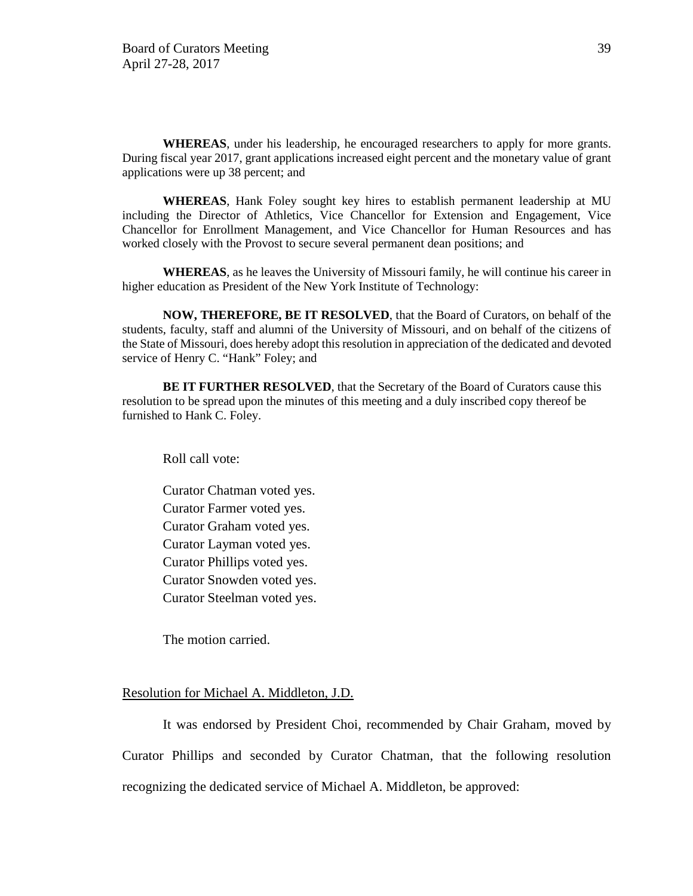**WHEREAS**, under his leadership, he encouraged researchers to apply for more grants. During fiscal year 2017, grant applications increased eight percent and the monetary value of grant applications were up 38 percent; and

**WHEREAS**, Hank Foley sought key hires to establish permanent leadership at MU including the Director of Athletics, Vice Chancellor for Extension and Engagement, Vice Chancellor for Enrollment Management, and Vice Chancellor for Human Resources and has worked closely with the Provost to secure several permanent dean positions; and

**WHEREAS**, as he leaves the University of Missouri family, he will continue his career in higher education as President of the New York Institute of Technology:

**NOW, THEREFORE, BE IT RESOLVED**, that the Board of Curators, on behalf of the students, faculty, staff and alumni of the University of Missouri, and on behalf of the citizens of the State of Missouri, does hereby adopt this resolution in appreciation of the dedicated and devoted service of Henry C. "Hank" Foley; and

**BE IT FURTHER RESOLVED**, that the Secretary of the Board of Curators cause this resolution to be spread upon the minutes of this meeting and a duly inscribed copy thereof be furnished to Hank C. Foley.

Roll call vote:

Curator Chatman voted yes.
Curator Farmer voted yes.
Curator Graham voted yes.
Curator Layman voted yes.
Curator Phillips voted yes.
Curator Snowden voted yes.
Curator Steelman voted yes.

The motion carried.

Resolution for Michael A. Middleton, J.D.

It was endorsed by President Choi, recommended by Chair Graham, moved by Curator Phillips and seconded by Curator Chatman, that the following resolution recognizing the dedicated service of Michael A. Middleton, be approved: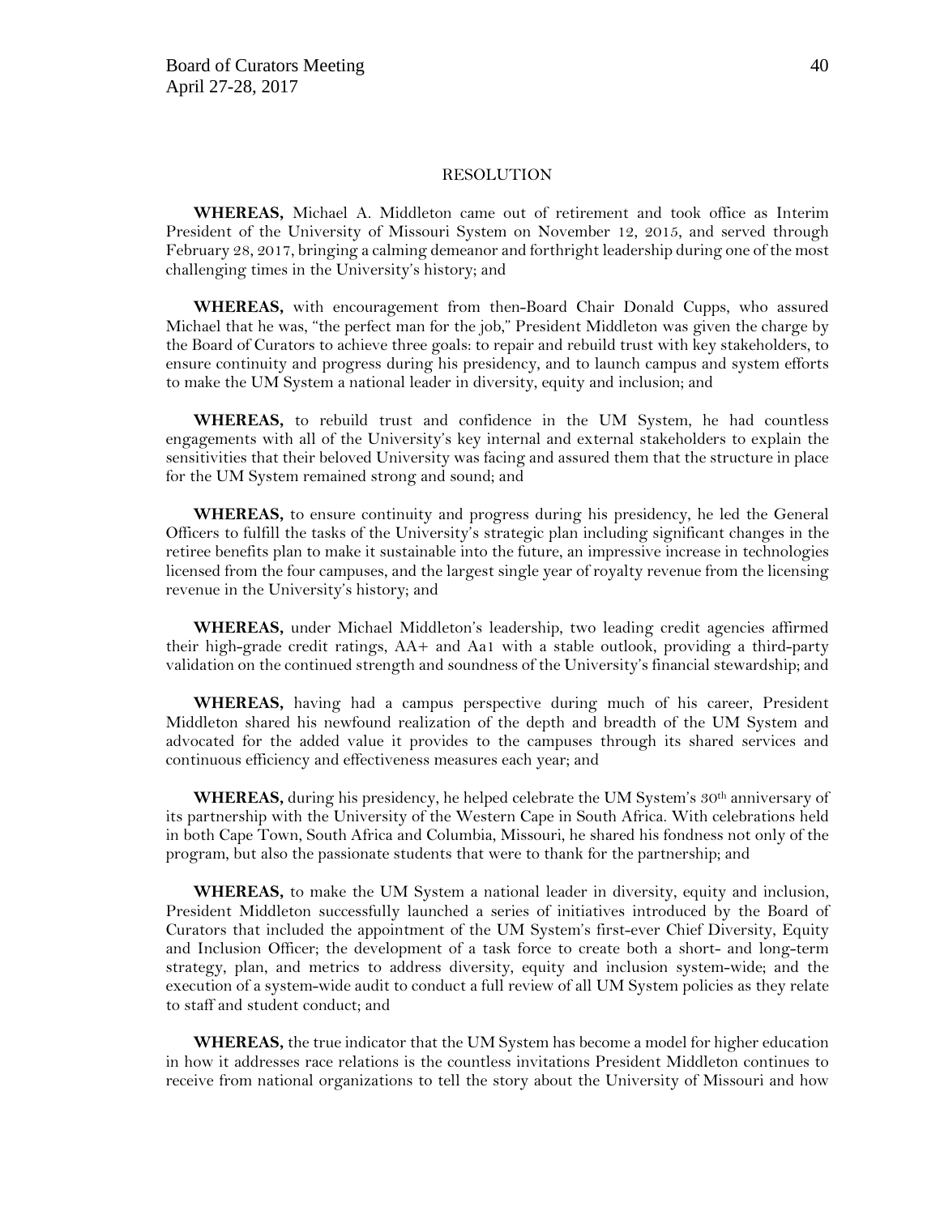RESOLUTION

**WHEREAS,** Michael A. Middleton came out of retirement and took office as Interim President of the University of Missouri System on November 12, 2015, and served through February 28, 2017, bringing a calming demeanor and forthright leadership during one of the most challenging times in the University's history; and

**WHEREAS,** with encouragement from then-Board Chair Donald Cupps, who assured Michael that he was, "the perfect man for the job," President Middleton was given the charge by the Board of Curators to achieve three goals: to repair and rebuild trust with key stakeholders, to ensure continuity and progress during his presidency, and to launch campus and system efforts to make the UM System a national leader in diversity, equity and inclusion; and

**WHEREAS,** to rebuild trust and confidence in the UM System, he had countless engagements with all of the University's key internal and external stakeholders to explain the sensitivities that their beloved University was facing and assured them that the structure in place for the UM System remained strong and sound; and

**WHEREAS,** to ensure continuity and progress during his presidency, he led the General Officers to fulfill the tasks of the University's strategic plan including significant changes in the retiree benefits plan to make it sustainable into the future, an impressive increase in technologies licensed from the four campuses, and the largest single year of royalty revenue from the licensing revenue in the University's history; and

**WHEREAS,** under Michael Middleton's leadership, two leading credit agencies affirmed their high-grade credit ratings, AA+ and Aa1 with a stable outlook, providing a third-party validation on the continued strength and soundness of the University's financial stewardship; and

**WHEREAS,** having had a campus perspective during much of his career, President Middleton shared his newfound realization of the depth and breadth of the UM System and advocated for the added value it provides to the campuses through its shared services and continuous efficiency and effectiveness measures each year; and

**WHEREAS,** during his presidency, he helped celebrate the UM System's 30th anniversary of its partnership with the University of the Western Cape in South Africa. With celebrations held in both Cape Town, South Africa and Columbia, Missouri, he shared his fondness not only of the program, but also the passionate students that were to thank for the partnership; and

**WHEREAS,** to make the UM System a national leader in diversity, equity and inclusion, President Middleton successfully launched a series of initiatives introduced by the Board of Curators that included the appointment of the UM System's first-ever Chief Diversity, Equity and Inclusion Officer; the development of a task force to create both a short- and long-term strategy, plan, and metrics to address diversity, equity and inclusion system-wide; and the execution of a system-wide audit to conduct a full review of all UM System policies as they relate to staff and student conduct; and

**WHEREAS,** the true indicator that the UM System has become a model for higher education in how it addresses race relations is the countless invitations President Middleton continues to receive from national organizations to tell the story about the University of Missouri and how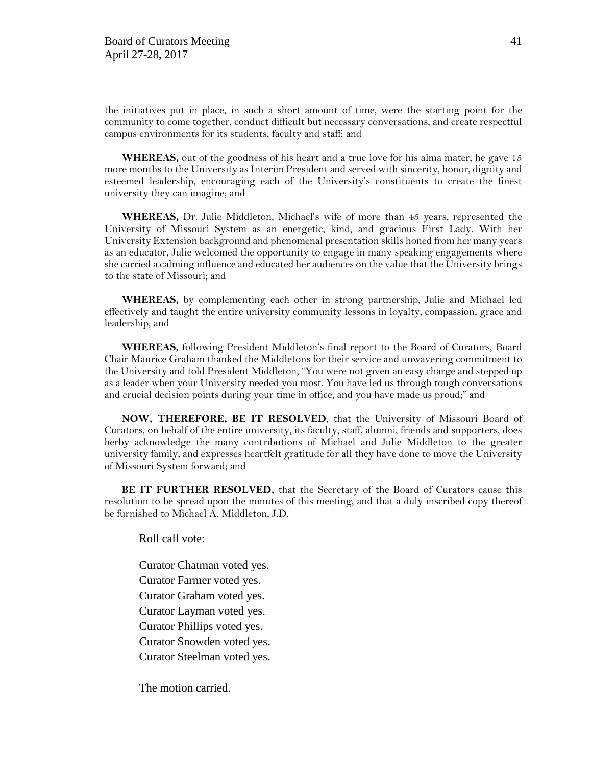the initiatives put in place, in such a short amount of time, were the starting point for the community to come together, conduct difficult but necessary conversations, and create respectful campus environments for its students, faculty and staff; and

**WHEREAS,** out of the goodness of his heart and a true love for his alma mater, he gave 15 more months to the University as Interim President and served with sincerity, honor, dignity and esteemed leadership, encouraging each of the University's constituents to create the finest university they can imagine; and

**WHEREAS,** Dr. Julie Middleton, Michael's wife of more than 45 years, represented the University of Missouri System as an energetic, kind, and gracious First Lady. With her University Extension background and phenomenal presentation skills honed from her many years as an educator, Julie welcomed the opportunity to engage in many speaking engagements where she carried a calming influence and educated her audiences on the value that the University brings to the state of Missouri; and

**WHEREAS,** by complementing each other in strong partnership, Julie and Michael led effectively and taught the entire university community lessons in loyalty, compassion, grace and leadership; and

**WHEREAS,** following President Middleton's final report to the Board of Curators, Board Chair Maurice Graham thanked the Middletons for their service and unwavering commitment to the University and told President Middleton, "You were not given an easy charge and stepped up as a leader when your University needed you most. You have led us through tough conversations and crucial decision points during your time in office, and you have made us proud;" and

**NOW, THEREFORE, BE IT RESOLVED**, that the University of Missouri Board of Curators, on behalf of the entire university, its faculty, staff, alumni, friends and supporters, does herby acknowledge the many contributions of Michael and Julie Middleton to the greater university family, and expresses heartfelt gratitude for all they have done to move the University of Missouri System forward; and

**BE IT FURTHER RESOLVED,** that the Secretary of the Board of Curators cause this resolution to be spread upon the minutes of this meeting, and that a duly inscribed copy thereof be furnished to Michael A. Middleton, J.D.

Roll call vote:

Curator Chatman voted yes.
Curator Farmer voted yes.
Curator Graham voted yes.
Curator Layman voted yes.
Curator Phillips voted yes.
Curator Snowden voted yes.
Curator Steelman voted yes.

The motion carried.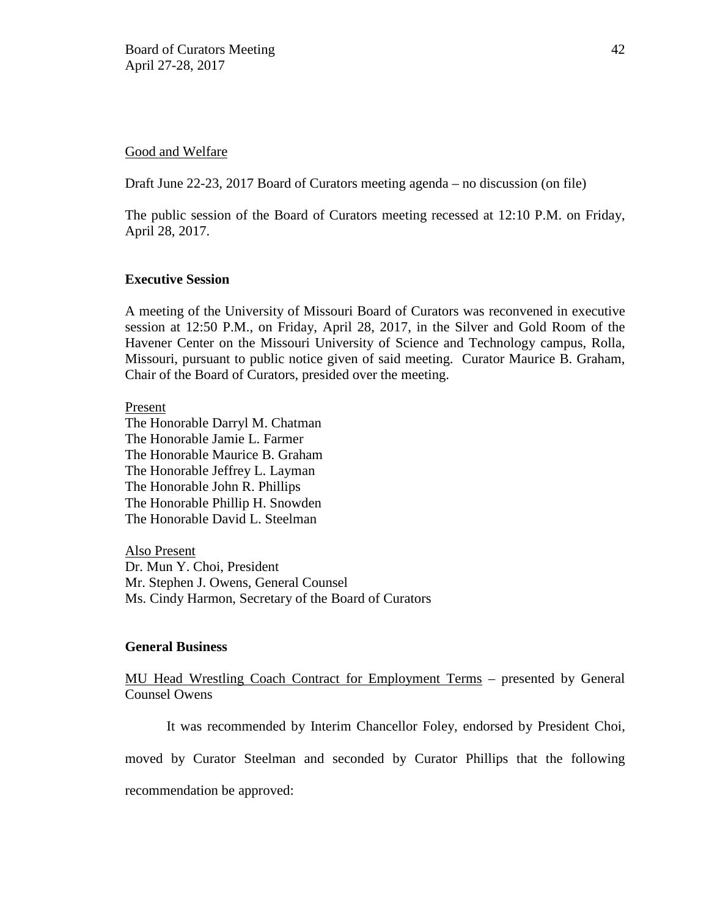Good and Welfare

Draft June 22-23, 2017 Board of Curators meeting agenda – no discussion (on file)

The public session of the Board of Curators meeting recessed at 12:10 P.M. on Friday, April 28, 2017.

**Executive Session**

A meeting of the University of Missouri Board of Curators was reconvened in executive session at 12:50 P.M., on Friday, April 28, 2017, in the Silver and Gold Room of the Havener Center on the Missouri University of Science and Technology campus, Rolla, Missouri, pursuant to public notice given of said meeting. Curator Maurice B. Graham, Chair of the Board of Curators, presided over the meeting.

Present
The Honorable Darryl M. Chatman
The Honorable Jamie L. Farmer
The Honorable Maurice B. Graham
The Honorable Jeffrey L. Layman
The Honorable John R. Phillips
The Honorable Phillip H. Snowden
The Honorable David L. Steelman

Also Present
Dr. Mun Y. Choi, President
Mr. Stephen J. Owens, General Counsel
Ms. Cindy Harmon, Secretary of the Board of Curators

**General Business**

MU Head Wrestling Coach Contract for Employment Terms – presented by General Counsel Owens

It was recommended by Interim Chancellor Foley, endorsed by President Choi, moved by Curator Steelman and seconded by Curator Phillips that the following recommendation be approved: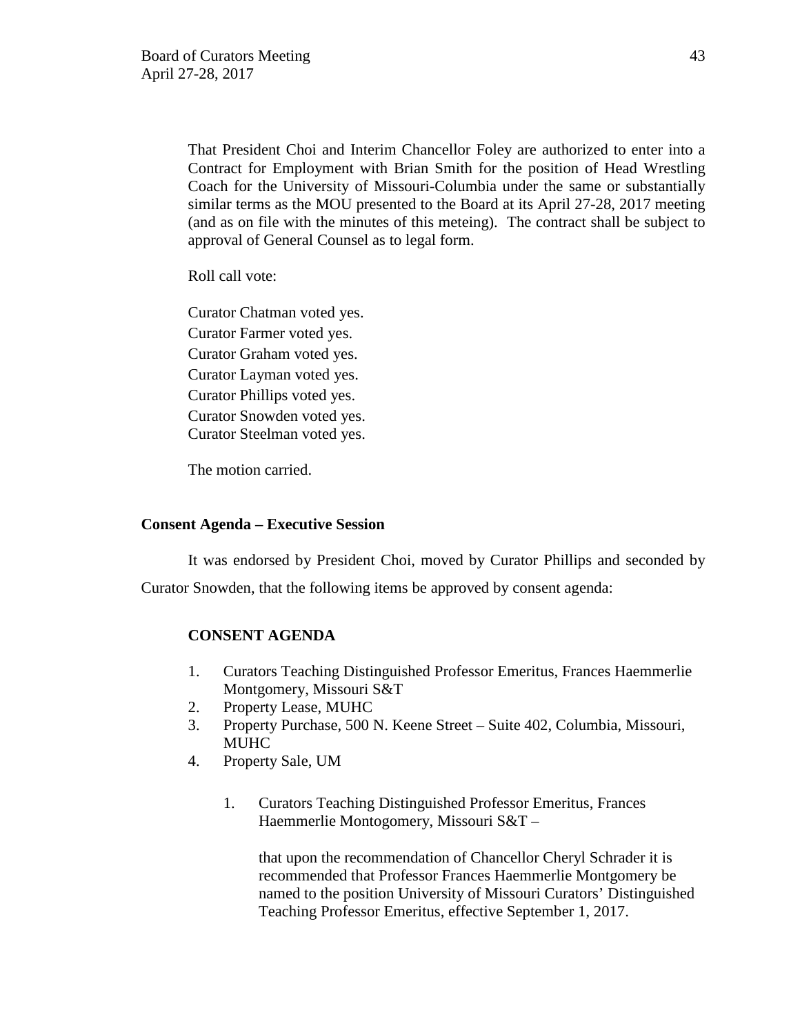That President Choi and Interim Chancellor Foley are authorized to enter into a Contract for Employment with Brian Smith for the position of Head Wrestling Coach for the University of Missouri-Columbia under the same or substantially similar terms as the MOU presented to the Board at its April 27-28, 2017 meeting (and as on file with the minutes of this meteing). The contract shall be subject to approval of General Counsel as to legal form.

Roll call vote:

Curator Chatman voted yes.
Curator Farmer voted yes.
Curator Graham voted yes.
Curator Layman voted yes.
Curator Phillips voted yes.
Curator Snowden voted yes.
Curator Steelman voted yes.

The motion carried.

**Consent Agenda – Executive Session**

It was endorsed by President Choi, moved by Curator Phillips and seconded by Curator Snowden, that the following items be approved by consent agenda:

**CONSENT AGENDA**

1. Curators Teaching Distinguished Professor Emeritus, Frances Haemmerlie Montgomery, Missouri S&T
2. Property Lease, MUHC
3. Property Purchase, 500 N. Keene Street – Suite 402, Columbia, Missouri, MUHC
4. Property Sale, UM

1. Curators Teaching Distinguished Professor Emeritus, Frances Haemmerlie Montogomery, Missouri S&T –

   that upon the recommendation of Chancellor Cheryl Schrader it is recommended that Professor Frances Haemmerlie Montgomery be named to the position University of Missouri Curators' Distinguished Teaching Professor Emeritus, effective September 1, 2017.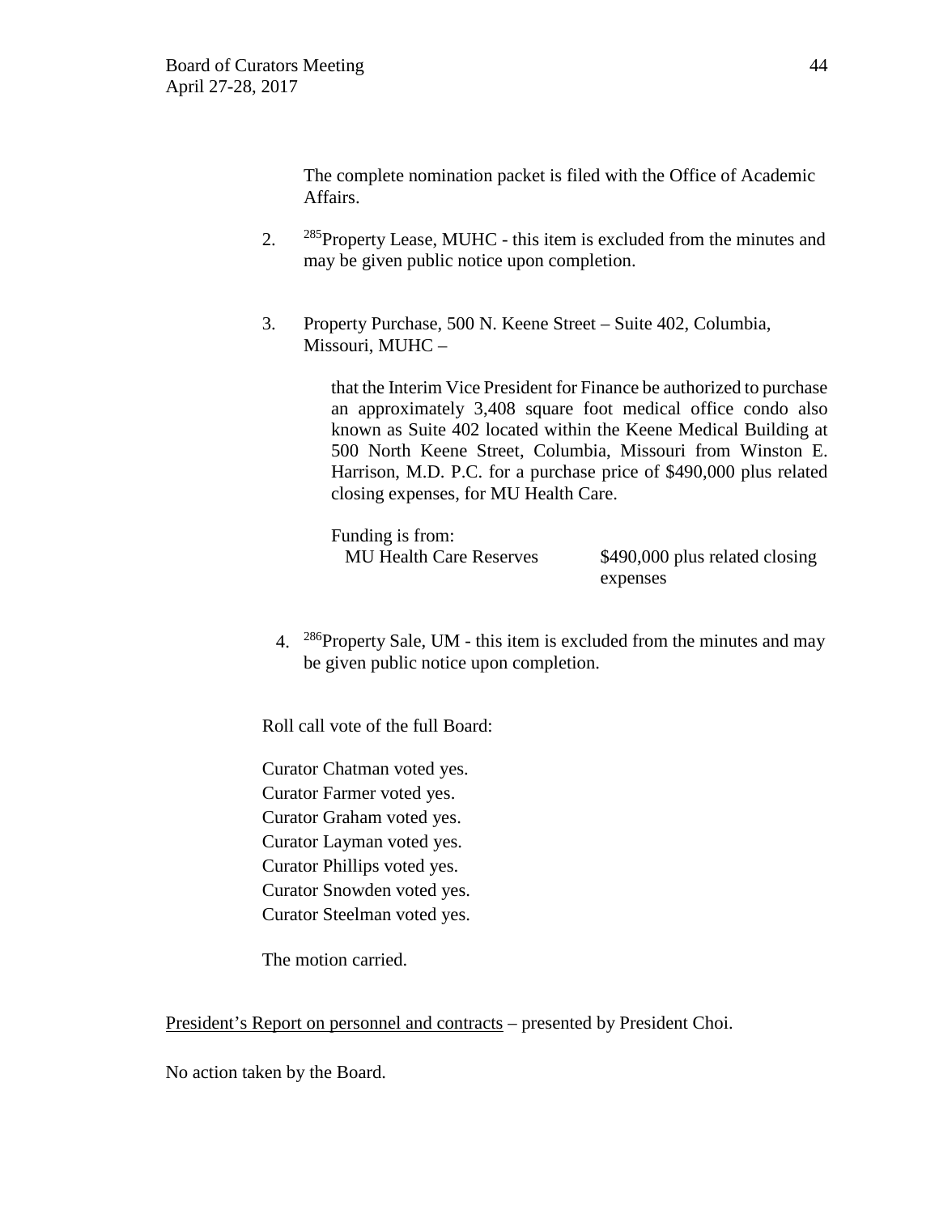The complete nomination packet is filed with the Office of Academic Affairs.

2. [285]Property Lease, MUHC - this item is excluded from the minutes and may be given public notice upon completion.

3. Property Purchase, 500 N. Keene Street – Suite 402, Columbia, Missouri, MUHC –

   that the Interim Vice President for Finance be authorized to purchase an approximately 3,408 square foot medical office condo also known as Suite 402 located within the Keene Medical Building at 500 North Keene Street, Columbia, Missouri from Winston E. Harrison, M.D. P.C. for a purchase price of $490,000 plus related closing expenses, for MU Health Care.

   Funding is from:

   | | |
   |---|---|
   | MU Health Care Reserves | $490,000 plus related closing expenses |

4. [286]Property Sale, UM - this item is excluded from the minutes and may be given public notice upon completion.

Roll call vote of the full Board:

Curator Chatman voted yes.
Curator Farmer voted yes.
Curator Graham voted yes.
Curator Layman voted yes.
Curator Phillips voted yes.
Curator Snowden voted yes.
Curator Steelman voted yes.

The motion carried.

President's Report on personnel and contracts – presented by President Choi.

No action taken by the Board.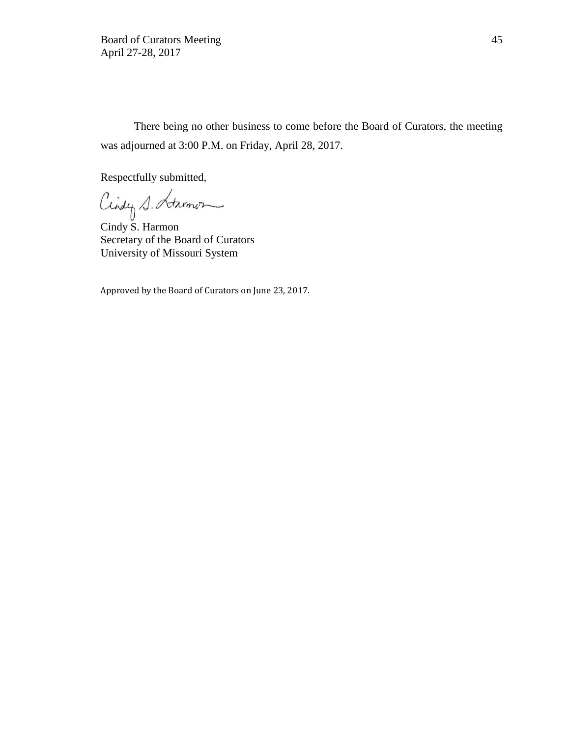There being no other business to come before the Board of Curators, the meeting was adjourned at 3:00 P.M. on Friday, April 28, 2017.

Respectfully submitted,

Cindy S. Harmon
Secretary of the Board of Curators
University of Missouri System

Approved by the Board of Curators on June 23, 2017.